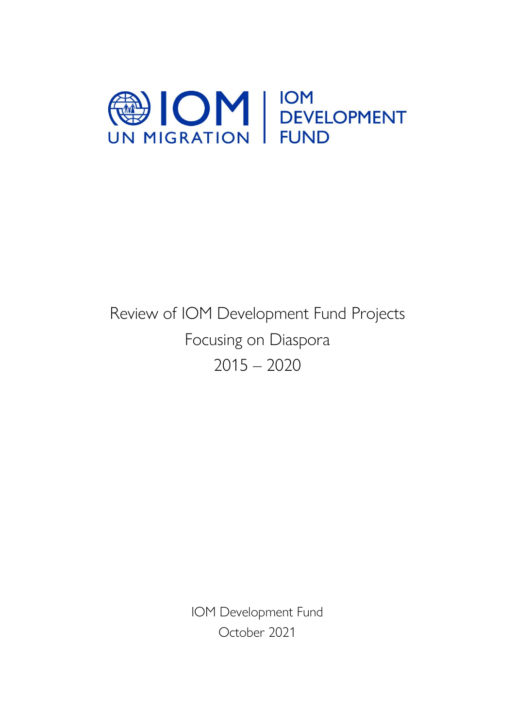IOM UN MIGRATION | IOM DEVELOPMENT FUND

# Review of IOM Development Fund Projects Focusing on Diaspora 2015 – 2020

IOM Development Fund

October 2021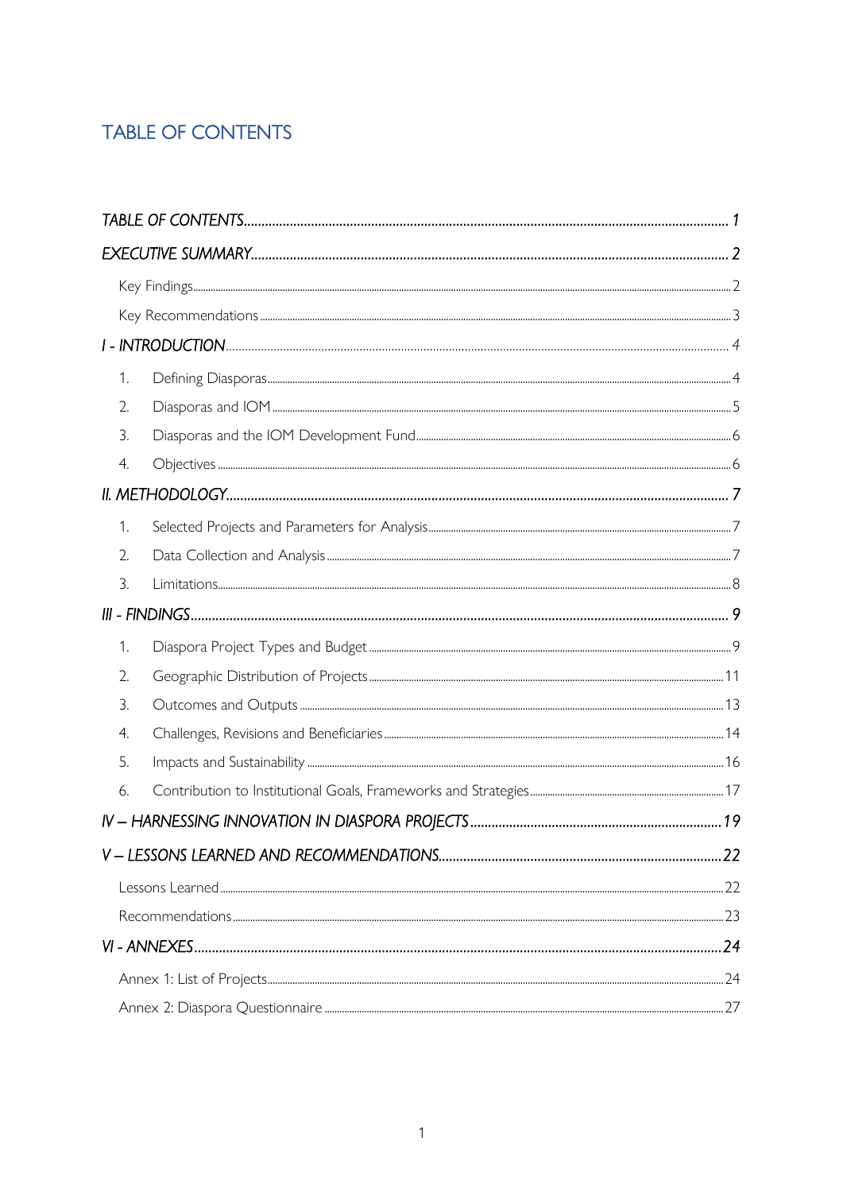# TABLE OF CONTENTS

*TABLE OF CONTENTS* ........ 1

*EXECUTIVE SUMMARY* ........ 2

- Key Findings ........ 2
- Key Recommendations ........ 3

*I - INTRODUCTION* ........ 4

1. Defining Diasporas ........ 4
2. Diasporas and IOM ........ 5
3. Diasporas and the IOM Development Fund ........ 6
4. Objectives ........ 6

*II. METHODOLOGY* ........ 7

1. Selected Projects and Parameters for Analysis ........ 7
2. Data Collection and Analysis ........ 7
3. Limitations ........ 8

*III - FINDINGS* ........ 9

1. Diaspora Project Types and Budget ........ 9
2. Geographic Distribution of Projects ........ 11
3. Outcomes and Outputs ........ 13
4. Challenges, Revisions and Beneficiaries ........ 14
5. Impacts and Sustainability ........ 16
6. Contribution to Institutional Goals, Frameworks and Strategies ........ 17

*IV – HARNESSING INNOVATION IN DIASPORA PROJECTS* ........ 19

*V – LESSONS LEARNED AND RECOMMENDATIONS* ........ 22

- Lessons Learned ........ 22
- Recommendations ........ 23

*VI - ANNEXES* ........ 24

- Annex 1: List of Projects ........ 24
- Annex 2: Diaspora Questionnaire ........ 27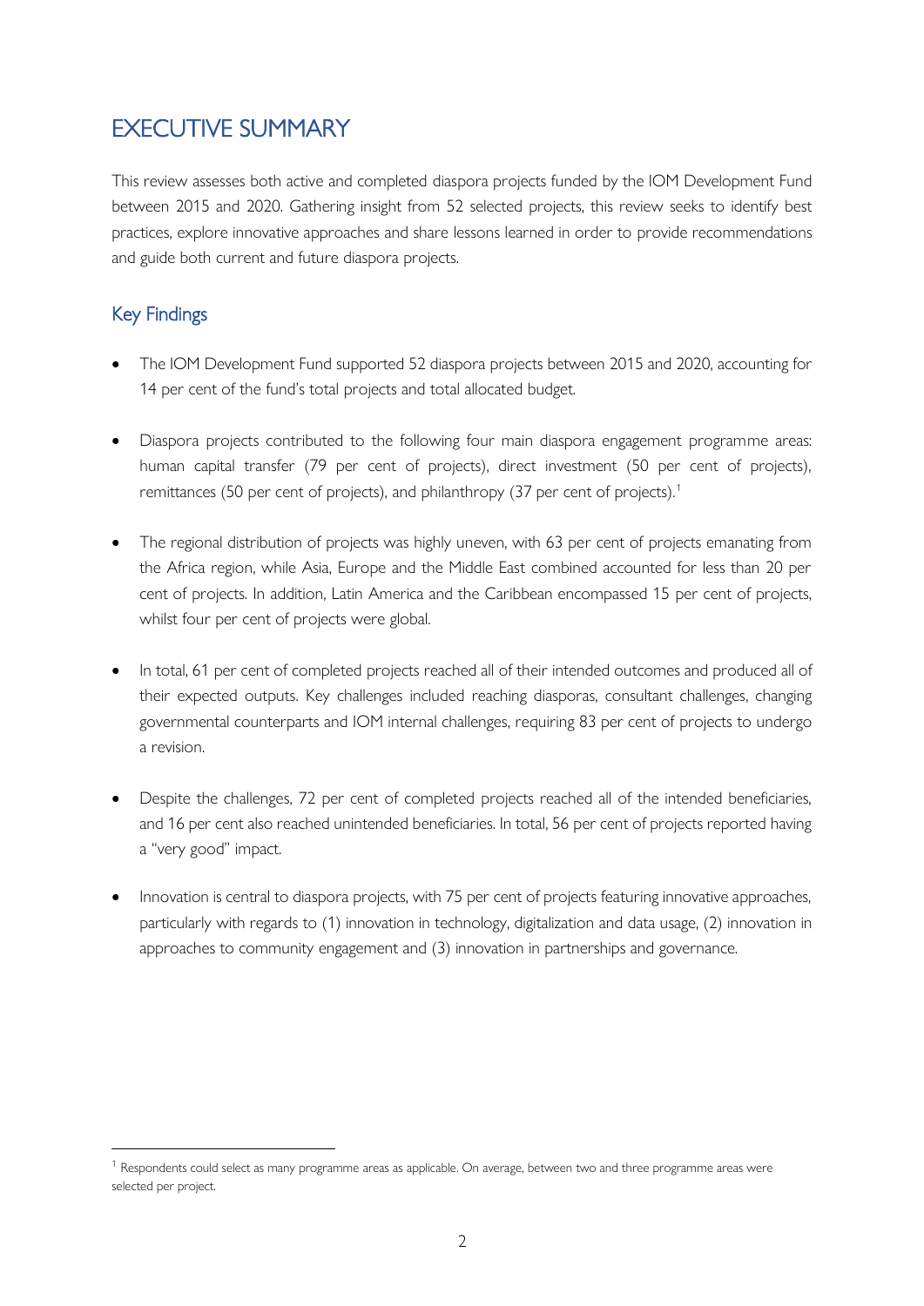# EXECUTIVE SUMMARY

This review assesses both active and completed diaspora projects funded by the IOM Development Fund between 2015 and 2020. Gathering insight from 52 selected projects, this review seeks to identify best practices, explore innovative approaches and share lessons learned in order to provide recommendations and guide both current and future diaspora projects.

## Key Findings

- The IOM Development Fund supported 52 diaspora projects between 2015 and 2020, accounting for 14 per cent of the fund's total projects and total allocated budget.
- Diaspora projects contributed to the following four main diaspora engagement programme areas: human capital transfer (79 per cent of projects), direct investment (50 per cent of projects), remittances (50 per cent of projects), and philanthropy (37 per cent of projects).[1]
- The regional distribution of projects was highly uneven, with 63 per cent of projects emanating from the Africa region, while Asia, Europe and the Middle East combined accounted for less than 20 per cent of projects. In addition, Latin America and the Caribbean encompassed 15 per cent of projects, whilst four per cent of projects were global.
- In total, 61 per cent of completed projects reached all of their intended outcomes and produced all of their expected outputs. Key challenges included reaching diasporas, consultant challenges, changing governmental counterparts and IOM internal challenges, requiring 83 per cent of projects to undergo a revision.
- Despite the challenges, 72 per cent of completed projects reached all of the intended beneficiaries, and 16 per cent also reached unintended beneficiaries. In total, 56 per cent of projects reported having a "very good" impact.
- Innovation is central to diaspora projects, with 75 per cent of projects featuring innovative approaches, particularly with regards to (1) innovation in technology, digitalization and data usage, (2) innovation in approaches to community engagement and (3) innovation in partnerships and governance.

[1] Respondents could select as many programme areas as applicable. On average, between two and three programme areas were selected per project.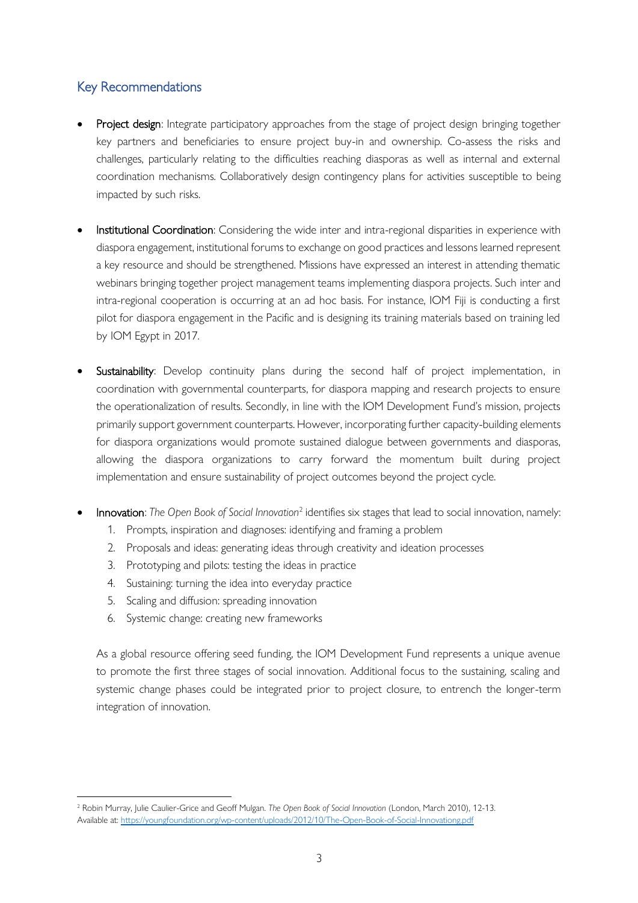## Key Recommendations

- **Project design**: Integrate participatory approaches from the stage of project design bringing together key partners and beneficiaries to ensure project buy-in and ownership. Co-assess the risks and challenges, particularly relating to the difficulties reaching diasporas as well as internal and external coordination mechanisms. Collaboratively design contingency plans for activities susceptible to being impacted by such risks.

- **Institutional Coordination**: Considering the wide inter and intra-regional disparities in experience with diaspora engagement, institutional forums to exchange on good practices and lessons learned represent a key resource and should be strengthened. Missions have expressed an interest in attending thematic webinars bringing together project management teams implementing diaspora projects. Such inter and intra-regional cooperation is occurring at an ad hoc basis. For instance, IOM Fiji is conducting a first pilot for diaspora engagement in the Pacific and is designing its training materials based on training led by IOM Egypt in 2017.

- **Sustainability**: Develop continuity plans during the second half of project implementation, in coordination with governmental counterparts, for diaspora mapping and research projects to ensure the operationalization of results. Secondly, in line with the IOM Development Fund's mission, projects primarily support government counterparts. However, incorporating further capacity-building elements for diaspora organizations would promote sustained dialogue between governments and diasporas, allowing the diaspora organizations to carry forward the momentum built during project implementation and ensure sustainability of project outcomes beyond the project cycle.

- **Innovation**: *The Open Book of Social Innovation*[2] identifies six stages that lead to social innovation, namely:
  1. Prompts, inspiration and diagnoses: identifying and framing a problem
  2. Proposals and ideas: generating ideas through creativity and ideation processes
  3. Prototyping and pilots: testing the ideas in practice
  4. Sustaining: turning the idea into everyday practice
  5. Scaling and diffusion: spreading innovation
  6. Systemic change: creating new frameworks

  As a global resource offering seed funding, the IOM Development Fund represents a unique avenue to promote the first three stages of social innovation. Additional focus to the sustaining, scaling and systemic change phases could be integrated prior to project closure, to entrench the longer-term integration of innovation.

[2] Robin Murray, Julie Caulier-Grice and Geoff Mulgan. *The Open Book of Social Innovation* (London, March 2010), 12-13. Available at: https://youngfoundation.org/wp-content/uploads/2012/10/The-Open-Book-of-Social-Innovationg.pdf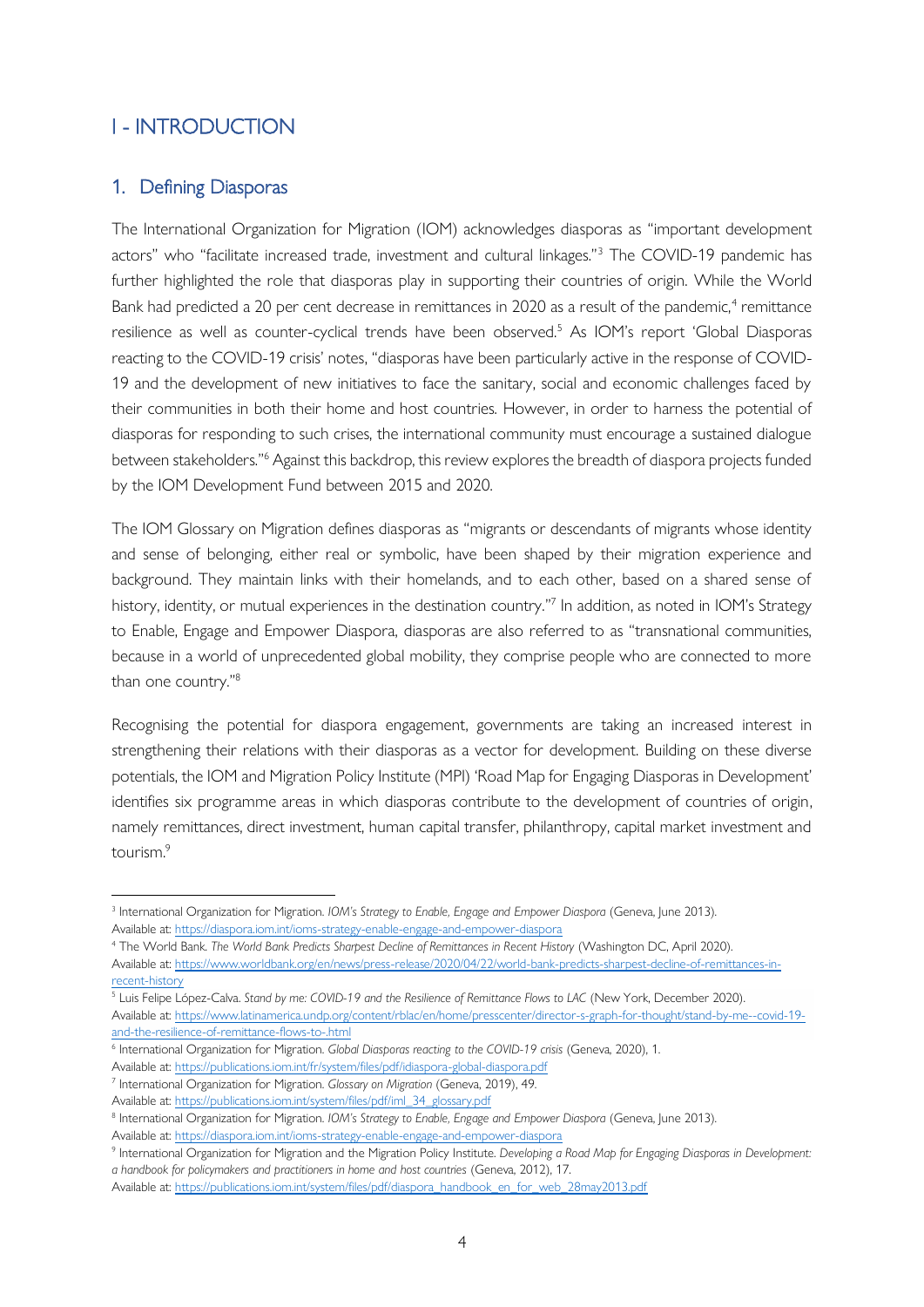# I - INTRODUCTION

## 1. Defining Diasporas

The International Organization for Migration (IOM) acknowledges diasporas as "important development actors" who "facilitate increased trade, investment and cultural linkages."[3] The COVID-19 pandemic has further highlighted the role that diasporas play in supporting their countries of origin. While the World Bank had predicted a 20 per cent decrease in remittances in 2020 as a result of the pandemic,[4] remittance resilience as well as counter-cyclical trends have been observed.[5] As IOM's report 'Global Diasporas reacting to the COVID-19 crisis' notes, "diasporas have been particularly active in the response of COVID-19 and the development of new initiatives to face the sanitary, social and economic challenges faced by their communities in both their home and host countries. However, in order to harness the potential of diasporas for responding to such crises, the international community must encourage a sustained dialogue between stakeholders."[6] Against this backdrop, this review explores the breadth of diaspora projects funded by the IOM Development Fund between 2015 and 2020.

The IOM Glossary on Migration defines diasporas as "migrants or descendants of migrants whose identity and sense of belonging, either real or symbolic, have been shaped by their migration experience and background. They maintain links with their homelands, and to each other, based on a shared sense of history, identity, or mutual experiences in the destination country."[7] In addition, as noted in IOM's Strategy to Enable, Engage and Empower Diaspora, diasporas are also referred to as "transnational communities, because in a world of unprecedented global mobility, they comprise people who are connected to more than one country."[8]

Recognising the potential for diaspora engagement, governments are taking an increased interest in strengthening their relations with their diasporas as a vector for development. Building on these diverse potentials, the IOM and Migration Policy Institute (MPI) 'Road Map for Engaging Diasporas in Development' identifies six programme areas in which diasporas contribute to the development of countries of origin, namely remittances, direct investment, human capital transfer, philanthropy, capital market investment and tourism.[9]

---

[3] International Organization for Migration. *IOM's Strategy to Enable, Engage and Empower Diaspora* (Geneva, June 2013). Available at: https://diaspora.iom.int/ioms-strategy-enable-engage-and-empower-diaspora

[4] The World Bank. *The World Bank Predicts Sharpest Decline of Remittances in Recent History* (Washington DC, April 2020). Available at: https://www.worldbank.org/en/news/press-release/2020/04/22/world-bank-predicts-sharpest-decline-of-remittances-in-recent-history

[5] Luis Felipe López-Calva. *Stand by me: COVID-19 and the Resilience of Remittance Flows to LAC* (New York, December 2020). Available at: https://www.latinamerica.undp.org/content/rblac/en/home/presscenter/director-s-graph-for-thought/stand-by-me--covid-19-and-the-resilience-of-remittance-flows-to-.html

[6] International Organization for Migration. *Global Diasporas reacting to the COVID-19 crisis* (Geneva, 2020), 1. Available at: https://publications.iom.int/fr/system/files/pdf/idiaspora-global-diaspora.pdf

[7] International Organization for Migration. *Glossary on Migration* (Geneva, 2019), 49. Available at: https://publications.iom.int/system/files/pdf/iml_34_glossary.pdf

[8] International Organization for Migration. *IOM's Strategy to Enable, Engage and Empower Diaspora* (Geneva, June 2013). Available at: https://diaspora.iom.int/ioms-strategy-enable-engage-and-empower-diaspora

[9] International Organization for Migration and the Migration Policy Institute. *Developing a Road Map for Engaging Diasporas in Development: a handbook for policymakers and practitioners in home and host countries* (Geneva, 2012), 17. Available at: https://publications.iom.int/system/files/pdf/diaspora_handbook_en_for_web_28may2013.pdf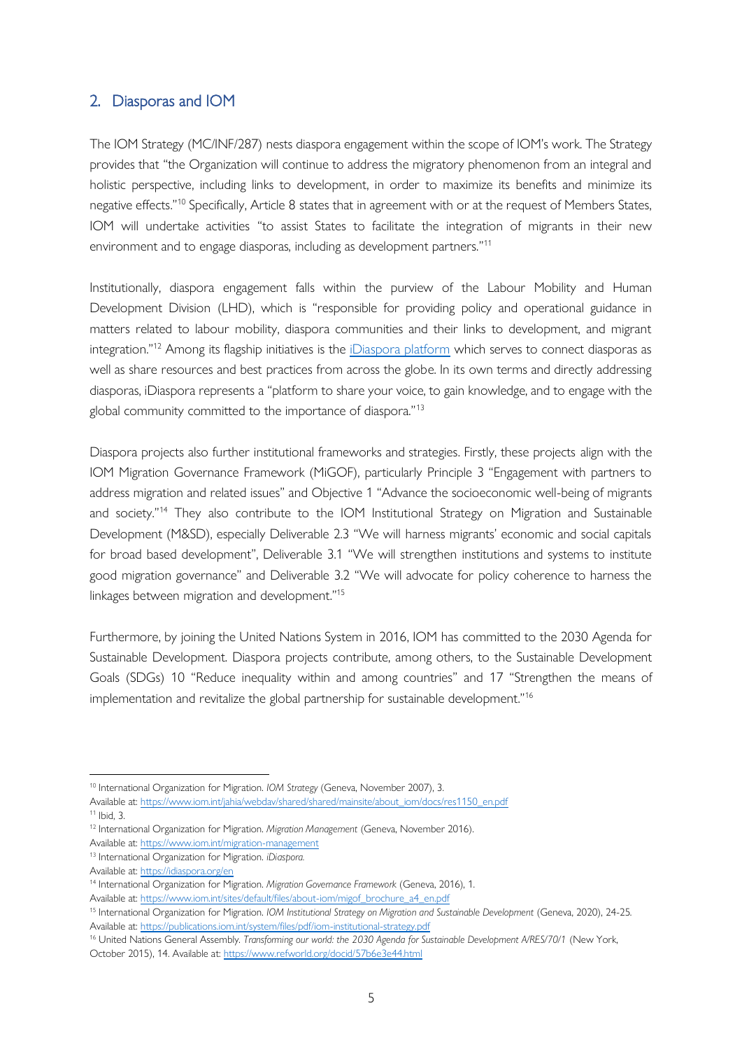## 2. Diasporas and IOM

The IOM Strategy (MC/INF/287) nests diaspora engagement within the scope of IOM's work. The Strategy provides that "the Organization will continue to address the migratory phenomenon from an integral and holistic perspective, including links to development, in order to maximize its benefits and minimize its negative effects."[10] Specifically, Article 8 states that in agreement with or at the request of Members States, IOM will undertake activities "to assist States to facilitate the integration of migrants in their new environment and to engage diasporas, including as development partners."[11]

Institutionally, diaspora engagement falls within the purview of the Labour Mobility and Human Development Division (LHD), which is "responsible for providing policy and operational guidance in matters related to labour mobility, diaspora communities and their links to development, and migrant integration."[12] Among its flagship initiatives is the iDiaspora platform which serves to connect diasporas as well as share resources and best practices from across the globe. In its own terms and directly addressing diasporas, iDiaspora represents a "platform to share your voice, to gain knowledge, and to engage with the global community committed to the importance of diaspora."[13]

Diaspora projects also further institutional frameworks and strategies. Firstly, these projects align with the IOM Migration Governance Framework (MiGOF), particularly Principle 3 "Engagement with partners to address migration and related issues" and Objective 1 "Advance the socioeconomic well-being of migrants and society."[14] They also contribute to the IOM Institutional Strategy on Migration and Sustainable Development (M&SD), especially Deliverable 2.3 "We will harness migrants' economic and social capitals for broad based development", Deliverable 3.1 "We will strengthen institutions and systems to institute good migration governance" and Deliverable 3.2 "We will advocate for policy coherence to harness the linkages between migration and development."[15]

Furthermore, by joining the United Nations System in 2016, IOM has committed to the 2030 Agenda for Sustainable Development. Diaspora projects contribute, among others, to the Sustainable Development Goals (SDGs) 10 "Reduce inequality within and among countries" and 17 "Strengthen the means of implementation and revitalize the global partnership for sustainable development."[16]

---

[10] International Organization for Migration. *IOM Strategy* (Geneva, November 2007), 3. Available at: https://www.iom.int/jahia/webdav/shared/shared/mainsite/about_iom/docs/res1150_en.pdf

[11] Ibid, 3.

[12] International Organization for Migration. *Migration Management* (Geneva, November 2016). Available at: https://www.iom.int/migration-management

[13] International Organization for Migration. *iDiaspora.* Available at: https://idiaspora.org/en

[14] International Organization for Migration. *Migration Governance Framework* (Geneva, 2016), 1. Available at: https://www.iom.int/sites/default/files/about-iom/migof_brochure_a4_en.pdf

[15] International Organization for Migration. *IOM Institutional Strategy on Migration and Sustainable Development* (Geneva, 2020), 24-25. Available at: https://publications.iom.int/system/files/pdf/iom-institutional-strategy.pdf

[16] United Nations General Assembly. *Transforming our world: the 2030 Agenda for Sustainable Development A/RES/70/1* (New York, October 2015), 14. Available at: https://www.refworld.org/docid/57b6e3e44.html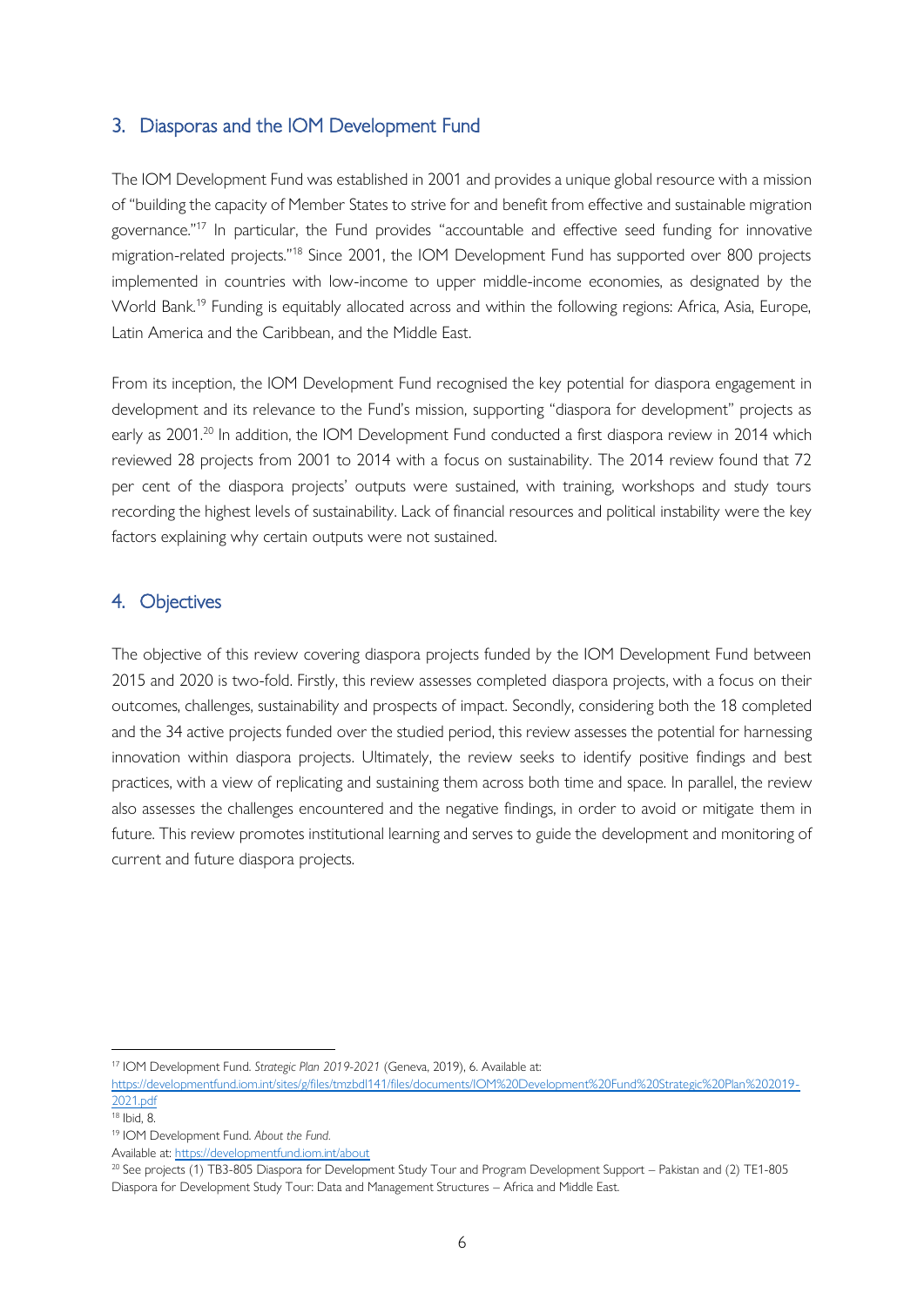## 3. Diasporas and the IOM Development Fund

The IOM Development Fund was established in 2001 and provides a unique global resource with a mission of "building the capacity of Member States to strive for and benefit from effective and sustainable migration governance."[17] In particular, the Fund provides "accountable and effective seed funding for innovative migration-related projects."[18] Since 2001, the IOM Development Fund has supported over 800 projects implemented in countries with low-income to upper middle-income economies, as designated by the World Bank.[19] Funding is equitably allocated across and within the following regions: Africa, Asia, Europe, Latin America and the Caribbean, and the Middle East.

From its inception, the IOM Development Fund recognised the key potential for diaspora engagement in development and its relevance to the Fund's mission, supporting "diaspora for development" projects as early as 2001.[20] In addition, the IOM Development Fund conducted a first diaspora review in 2014 which reviewed 28 projects from 2001 to 2014 with a focus on sustainability. The 2014 review found that 72 per cent of the diaspora projects' outputs were sustained, with training, workshops and study tours recording the highest levels of sustainability. Lack of financial resources and political instability were the key factors explaining why certain outputs were not sustained.

## 4. Objectives

The objective of this review covering diaspora projects funded by the IOM Development Fund between 2015 and 2020 is two-fold. Firstly, this review assesses completed diaspora projects, with a focus on their outcomes, challenges, sustainability and prospects of impact. Secondly, considering both the 18 completed and the 34 active projects funded over the studied period, this review assesses the potential for harnessing innovation within diaspora projects. Ultimately, the review seeks to identify positive findings and best practices, with a view of replicating and sustaining them across both time and space. In parallel, the review also assesses the challenges encountered and the negative findings, in order to avoid or mitigate them in future. This review promotes institutional learning and serves to guide the development and monitoring of current and future diaspora projects.

---

[17] IOM Development Fund. *Strategic Plan 2019-2021* (Geneva, 2019), 6. Available at: https://developmentfund.iom.int/sites/g/files/tmzbdl141/files/documents/IOM%20Development%20Fund%20Strategic%20Plan%202019-2021.pdf

[18] Ibid, 8.

[19] IOM Development Fund. *About the Fund*. Available at: https://developmentfund.iom.int/about

[20] See projects (1) TB3-805 Diaspora for Development Study Tour and Program Development Support – Pakistan and (2) TE1-805 Diaspora for Development Study Tour: Data and Management Structures – Africa and Middle East.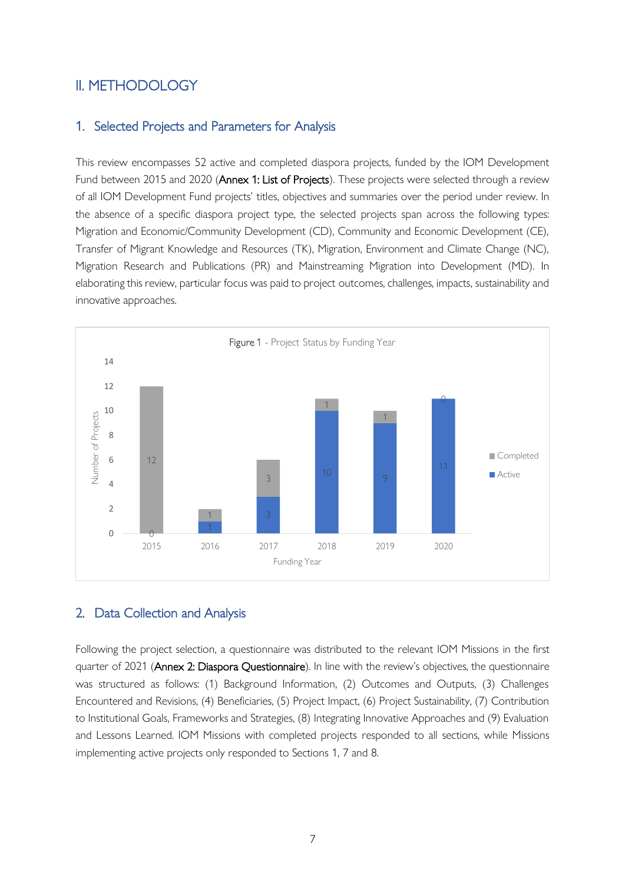# II. METHODOLOGY

## 1. Selected Projects and Parameters for Analysis

This review encompasses 52 active and completed diaspora projects, funded by the IOM Development Fund between 2015 and 2020 (**Annex 1: List of Projects**). These projects were selected through a review of all IOM Development Fund projects' titles, objectives and summaries over the period under review. In the absence of a specific diaspora project type, the selected projects span across the following types: Migration and Economic/Community Development (CD), Community and Economic Development (CE), Transfer of Migrant Knowledge and Resources (TK), Migration, Environment and Climate Change (NC), Migration Research and Publications (PR) and Mainstreaming Migration into Development (MD). In elaborating this review, particular focus was paid to project outcomes, challenges, impacts, sustainability and innovative approaches.

Figure 1 - Project Status by Funding Year

Number of Projects

14
12
10
8
6
4
2
0

2015: 12, 0
2016: 1, 1
2017: 3, 3
2018: 1, 10
2019: 1, 9
2020: 0, 11

Funding Year

Completed
Active

## 2. Data Collection and Analysis

Following the project selection, a questionnaire was distributed to the relevant IOM Missions in the first quarter of 2021 (**Annex 2: Diaspora Questionnaire**). In line with the review's objectives, the questionnaire was structured as follows: (1) Background Information, (2) Outcomes and Outputs, (3) Challenges Encountered and Revisions, (4) Beneficiaries, (5) Project Impact, (6) Project Sustainability, (7) Contribution to Institutional Goals, Frameworks and Strategies, (8) Integrating Innovative Approaches and (9) Evaluation and Lessons Learned. IOM Missions with completed projects responded to all sections, while Missions implementing active projects only responded to Sections 1, 7 and 8.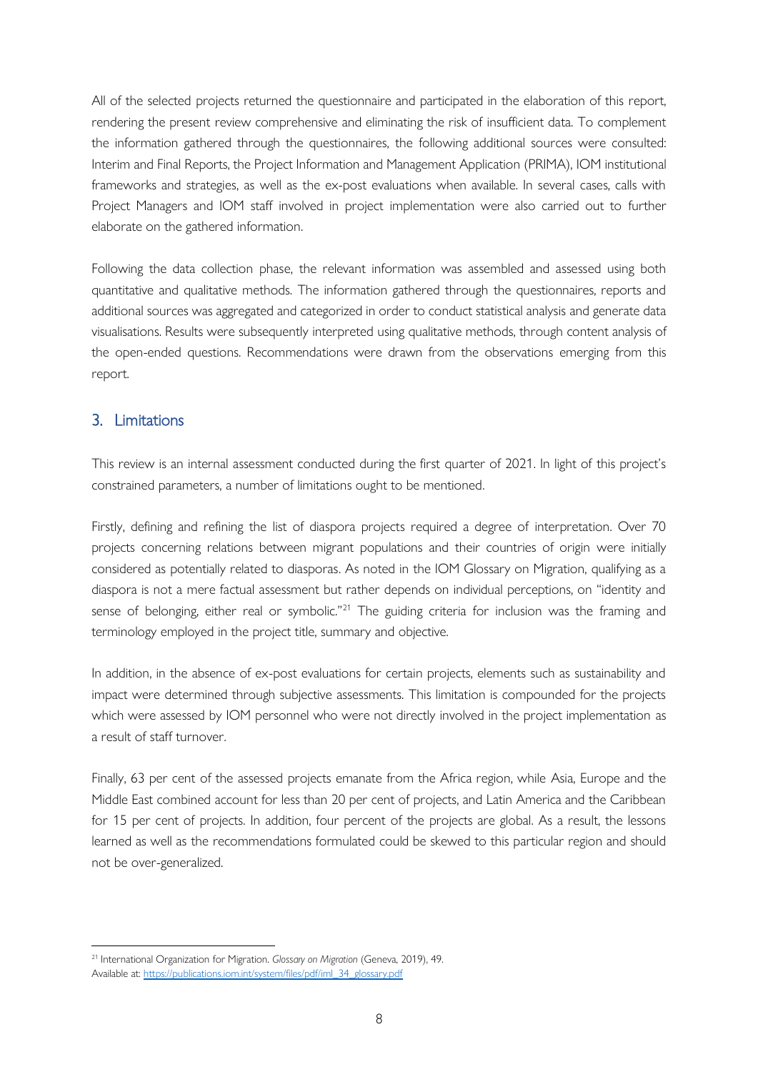All of the selected projects returned the questionnaire and participated in the elaboration of this report, rendering the present review comprehensive and eliminating the risk of insufficient data. To complement the information gathered through the questionnaires, the following additional sources were consulted: Interim and Final Reports, the Project Information and Management Application (PRIMA), IOM institutional frameworks and strategies, as well as the ex-post evaluations when available. In several cases, calls with Project Managers and IOM staff involved in project implementation were also carried out to further elaborate on the gathered information.

Following the data collection phase, the relevant information was assembled and assessed using both quantitative and qualitative methods. The information gathered through the questionnaires, reports and additional sources was aggregated and categorized in order to conduct statistical analysis and generate data visualisations. Results were subsequently interpreted using qualitative methods, through content analysis of the open-ended questions. Recommendations were drawn from the observations emerging from this report.

## 3. Limitations

This review is an internal assessment conducted during the first quarter of 2021. In light of this project's constrained parameters, a number of limitations ought to be mentioned.

Firstly, defining and refining the list of diaspora projects required a degree of interpretation. Over 70 projects concerning relations between migrant populations and their countries of origin were initially considered as potentially related to diasporas. As noted in the IOM Glossary on Migration, qualifying as a diaspora is not a mere factual assessment but rather depends on individual perceptions, on "identity and sense of belonging, either real or symbolic."[21] The guiding criteria for inclusion was the framing and terminology employed in the project title, summary and objective.

In addition, in the absence of ex-post evaluations for certain projects, elements such as sustainability and impact were determined through subjective assessments. This limitation is compounded for the projects which were assessed by IOM personnel who were not directly involved in the project implementation as a result of staff turnover.

Finally, 63 per cent of the assessed projects emanate from the Africa region, while Asia, Europe and the Middle East combined account for less than 20 per cent of projects, and Latin America and the Caribbean for 15 per cent of projects. In addition, four percent of the projects are global. As a result, the lessons learned as well as the recommendations formulated could be skewed to this particular region and should not be over-generalized.

---

[21] International Organization for Migration. *Glossary on Migration* (Geneva, 2019), 49. Available at: https://publications.iom.int/system/files/pdf/iml_34_glossary.pdf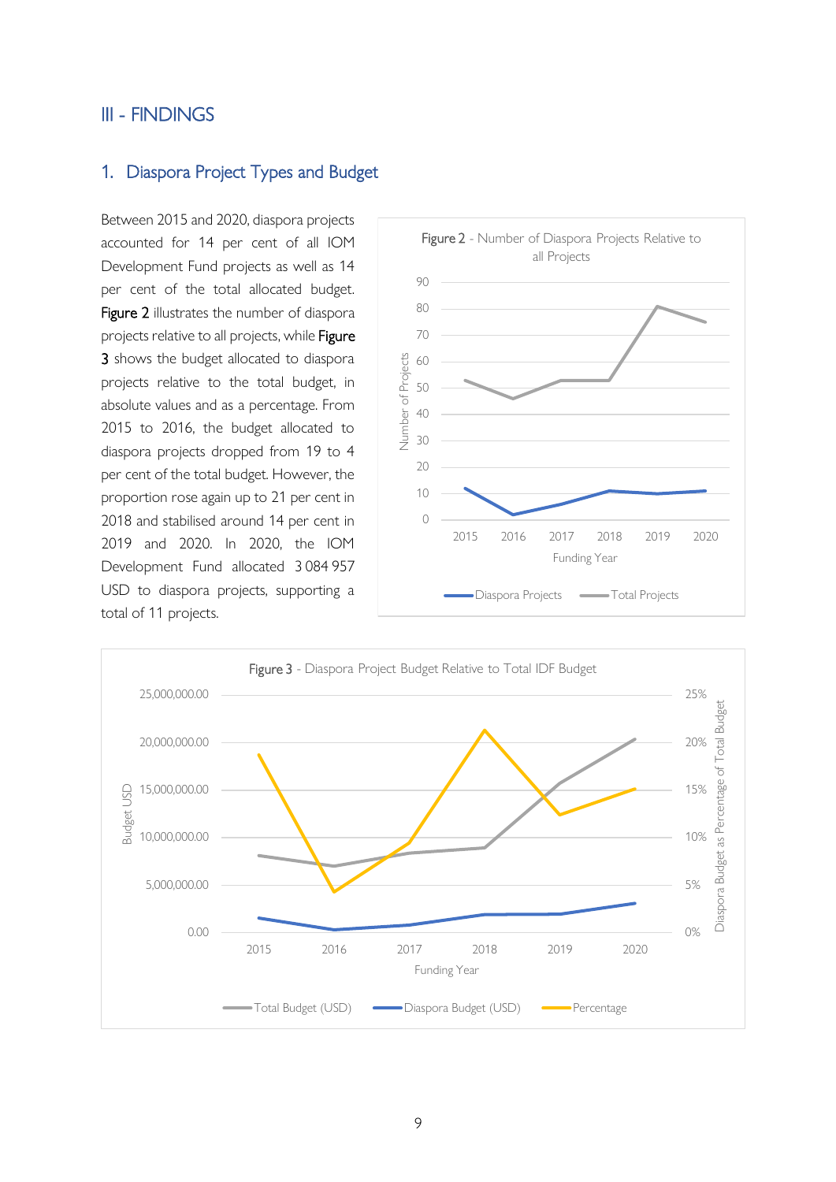# III - FINDINGS

## 1. Diaspora Project Types and Budget

Between 2015 and 2020, diaspora projects accounted for 14 per cent of all IOM Development Fund projects as well as 14 per cent of the total allocated budget. **Figure 2** illustrates the number of diaspora projects relative to all projects, while **Figure 3** shows the budget allocated to diaspora projects relative to the total budget, in absolute values and as a percentage. From 2015 to 2016, the budget allocated to diaspora projects dropped from 19 to 4 per cent of the total budget. However, the proportion rose again up to 21 per cent in 2018 and stabilised around 14 per cent in 2019 and 2020. In 2020, the IOM Development Fund allocated 3 084 957 USD to diaspora projects, supporting a total of 11 projects.

**Figure 2** - Number of Diaspora Projects Relative to all Projects

Number of Projects
90
80
70
60
50
40
30
20
10
0
2015
2016
2017
2018
2019
2020
Funding Year
Diaspora Projects
Total Projects

**Figure 3** - Diaspora Project Budget Relative to Total IDF Budget

Budget USD
25,000,000.00
20,000,000.00
15,000,000.00
10,000,000.00
5,000,000.00
0.00
Diaspora Budget as Percentage of Total Budget
25%
20%
15%
10%
5%
0%
2015
2016
2017
2018
2019
2020
Funding Year
Total Budget (USD)
Diaspora Budget (USD)
Percentage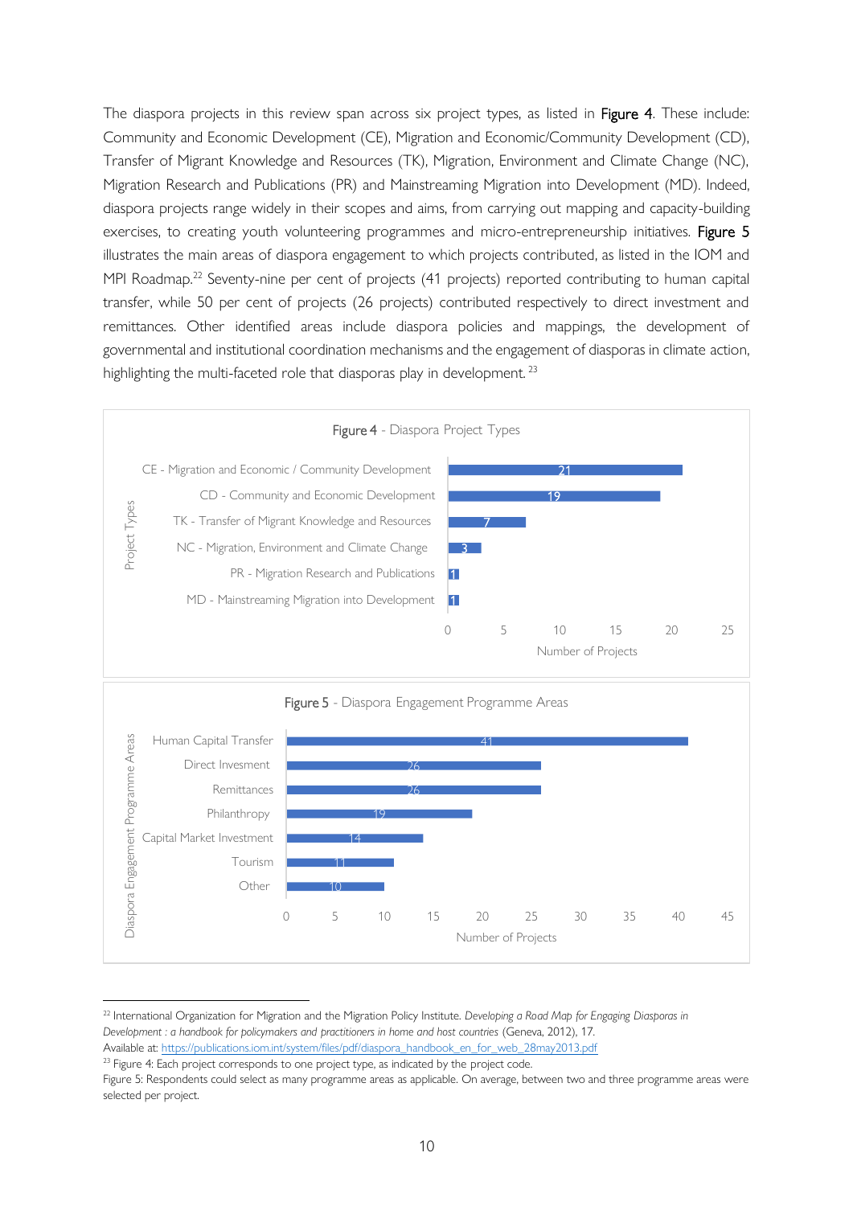The diaspora projects in this review span across six project types, as listed in **Figure 4**. These include: Community and Economic Development (CE), Migration and Economic/Community Development (CD), Transfer of Migrant Knowledge and Resources (TK), Migration, Environment and Climate Change (NC), Migration Research and Publications (PR) and Mainstreaming Migration into Development (MD). Indeed, diaspora projects range widely in their scopes and aims, from carrying out mapping and capacity-building exercises, to creating youth volunteering programmes and micro-entrepreneurship initiatives. **Figure 5** illustrates the main areas of diaspora engagement to which projects contributed, as listed in the IOM and MPI Roadmap.[22] Seventy-nine per cent of projects (41 projects) reported contributing to human capital transfer, while 50 per cent of projects (26 projects) contributed respectively to direct investment and remittances. Other identified areas include diaspora policies and mappings, the development of governmental and institutional coordination mechanisms and the engagement of diasporas in climate action, highlighting the multi-faceted role that diasporas play in development.[23]

**Figure 4** - Diaspora Project Types

Project Types

CE - Migration and Economic / Community Development 21
CD - Community and Economic Development 19
TK - Transfer of Migrant Knowledge and Resources 7
NC - Migration, Environment and Climate Change 3
PR - Migration Research and Publications 1
MD - Mainstreaming Migration into Development 1

0 5 10 15 20 25

Number of Projects

**Figure 5** - Diaspora Engagement Programme Areas

Diaspora Engagement Programme Areas

Human Capital Transfer 41
Direct Invesment 26
Remittances 26
Philanthropy 19
Capital Market Investment 14
Tourism 11
Other 10

0 5 10 15 20 25 30 35 40 45

Number of Projects

---

[22] International Organization for Migration and the Migration Policy Institute. *Developing a Road Map for Engaging Diasporas in Development : a handbook for policymakers and practitioners in home and host countries* (Geneva, 2012), 17. Available at: https://publications.iom.int/system/files/pdf/diaspora_handbook_en_for_web_28may2013.pdf

[23] Figure 4: Each project corresponds to one project type, as indicated by the project code.
Figure 5: Respondents could select as many programme areas as applicable. On average, between two and three programme areas were selected per project.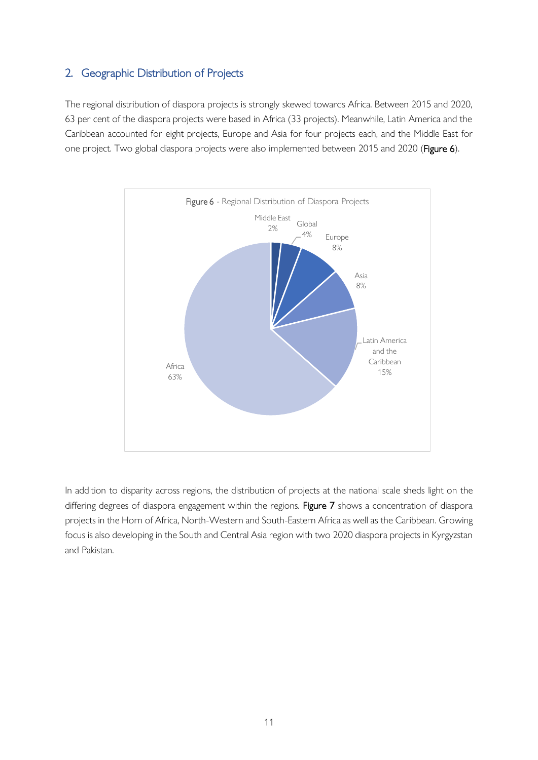## 2. Geographic Distribution of Projects

The regional distribution of diaspora projects is strongly skewed towards Africa. Between 2015 and 2020, 63 per cent of the diaspora projects were based in Africa (33 projects). Meanwhile, Latin America and the Caribbean accounted for eight projects, Europe and Asia for four projects each, and the Middle East for one project. Two global diaspora projects were also implemented between 2015 and 2020 (**Figure 6**).

**Figure 6** - Regional Distribution of Diaspora Projects

Middle East 2%
Global 4%
Europe 8%
Asia 8%
Latin America and the Caribbean 15%
Africa 63%

In addition to disparity across regions, the distribution of projects at the national scale sheds light on the differing degrees of diaspora engagement within the regions. **Figure 7** shows a concentration of diaspora projects in the Horn of Africa, North-Western and South-Eastern Africa as well as the Caribbean. Growing focus is also developing in the South and Central Asia region with two 2020 diaspora projects in Kyrgyzstan and Pakistan.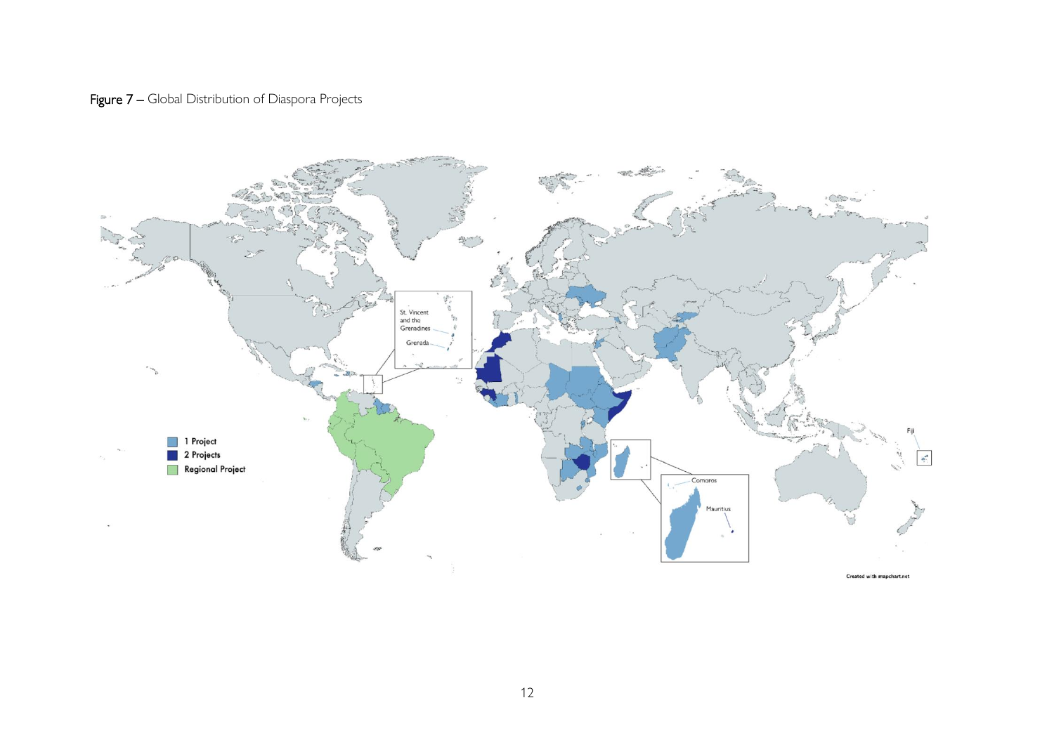Figure 7 – Global Distribution of Diaspora Projects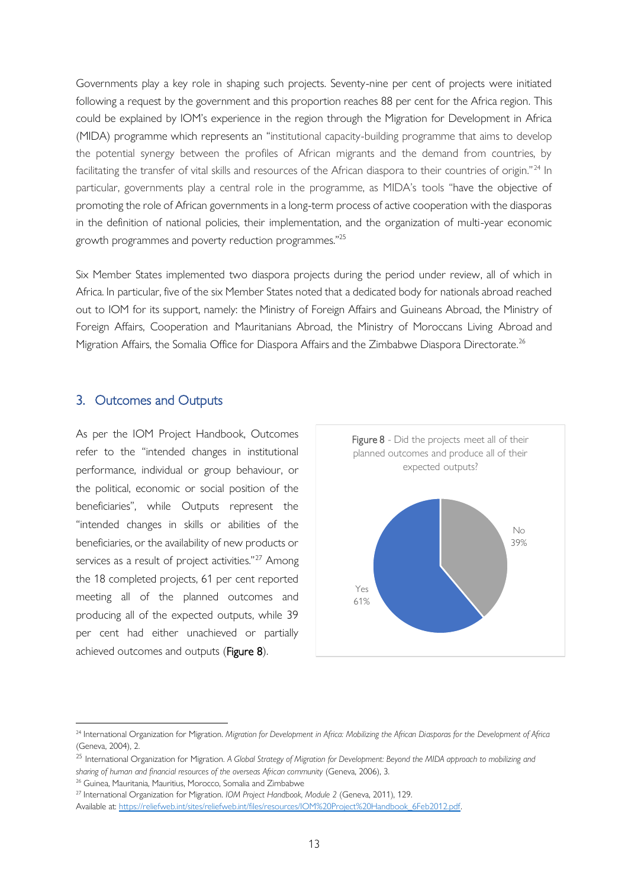Governments play a key role in shaping such projects. Seventy-nine per cent of projects were initiated following a request by the government and this proportion reaches 88 per cent for the Africa region. This could be explained by IOM's experience in the region through the Migration for Development in Africa (MIDA) programme which represents an "institutional capacity-building programme that aims to develop the potential synergy between the profiles of African migrants and the demand from countries, by facilitating the transfer of vital skills and resources of the African diaspora to their countries of origin."[24] In particular, governments play a central role in the programme, as MIDA's tools "have the objective of promoting the role of African governments in a long-term process of active cooperation with the diasporas in the definition of national policies, their implementation, and the organization of multi-year economic growth programmes and poverty reduction programmes."[25]

Six Member States implemented two diaspora projects during the period under review, all of which in Africa. In particular, five of the six Member States noted that a dedicated body for nationals abroad reached out to IOM for its support, namely: the Ministry of Foreign Affairs and Guineans Abroad, the Ministry of Foreign Affairs, Cooperation and Mauritanians Abroad, the Ministry of Moroccans Living Abroad and Migration Affairs, the Somalia Office for Diaspora Affairs and the Zimbabwe Diaspora Directorate.[26]

## 3. Outcomes and Outputs

As per the IOM Project Handbook, Outcomes refer to the "intended changes in institutional performance, individual or group behaviour, or the political, economic or social position of the beneficiaries", while Outputs represent the "intended changes in skills or abilities of the beneficiaries, or the availability of new products or services as a result of project activities."[27] Among the 18 completed projects, 61 per cent reported meeting all of the planned outcomes and producing all of the expected outputs, while 39 per cent had either unachieved or partially achieved outcomes and outputs (**Figure 8**).

**Figure 8** - Did the projects meet all of their planned outcomes and produce all of their expected outputs?

No
39%

Yes
61%

---

[24] International Organization for Migration. *Migration for Development in Africa: Mobilizing the African Diasporas for the Development of Africa* (Geneva, 2004), 2.

[25] International Organization for Migration. *A Global Strategy of Migration for Development: Beyond the MIDA approach to mobilizing and sharing of human and financial resources of the overseas African community* (Geneva, 2006), 3.

[26] Guinea, Mauritania, Mauritius, Morocco, Somalia and Zimbabwe

[27] International Organization for Migration. *IOM Project Handbook, Module 2* (Geneva, 2011), 129. Available at: https://reliefweb.int/sites/reliefweb.int/files/resources/IOM%20Project%20Handbook_6Feb2012.pdf.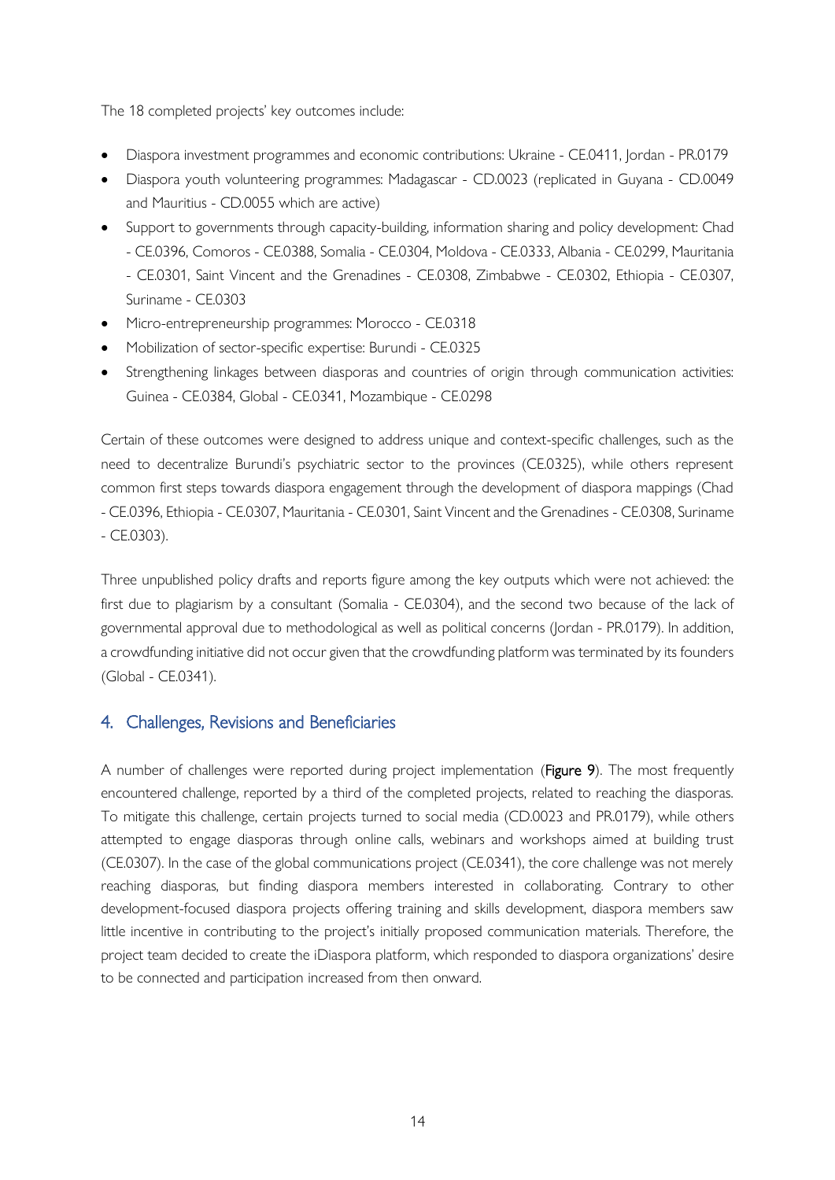The 18 completed projects' key outcomes include:

- Diaspora investment programmes and economic contributions: Ukraine - CE.0411, Jordan - PR.0179
- Diaspora youth volunteering programmes: Madagascar - CD.0023 (replicated in Guyana - CD.0049 and Mauritius - CD.0055 which are active)
- Support to governments through capacity-building, information sharing and policy development: Chad - CE.0396, Comoros - CE.0388, Somalia - CE.0304, Moldova - CE.0333, Albania - CE.0299, Mauritania - CE.0301, Saint Vincent and the Grenadines - CE.0308, Zimbabwe - CE.0302, Ethiopia - CE.0307, Suriname - CE.0303
- Micro-entrepreneurship programmes: Morocco - CE.0318
- Mobilization of sector-specific expertise: Burundi - CE.0325
- Strengthening linkages between diasporas and countries of origin through communication activities: Guinea - CE.0384, Global - CE.0341, Mozambique - CE.0298

Certain of these outcomes were designed to address unique and context-specific challenges, such as the need to decentralize Burundi's psychiatric sector to the provinces (CE.0325), while others represent common first steps towards diaspora engagement through the development of diaspora mappings (Chad - CE.0396, Ethiopia - CE.0307, Mauritania - CE.0301, Saint Vincent and the Grenadines - CE.0308, Suriname - CE.0303).

Three unpublished policy drafts and reports figure among the key outputs which were not achieved: the first due to plagiarism by a consultant (Somalia - CE.0304), and the second two because of the lack of governmental approval due to methodological as well as political concerns (Jordan - PR.0179). In addition, a crowdfunding initiative did not occur given that the crowdfunding platform was terminated by its founders (Global - CE.0341).

## 4. Challenges, Revisions and Beneficiaries

A number of challenges were reported during project implementation (**Figure 9**). The most frequently encountered challenge, reported by a third of the completed projects, related to reaching the diasporas. To mitigate this challenge, certain projects turned to social media (CD.0023 and PR.0179), while others attempted to engage diasporas through online calls, webinars and workshops aimed at building trust (CE.0307). In the case of the global communications project (CE.0341), the core challenge was not merely reaching diasporas, but finding diaspora members interested in collaborating. Contrary to other development-focused diaspora projects offering training and skills development, diaspora members saw little incentive in contributing to the project's initially proposed communication materials. Therefore, the project team decided to create the iDiaspora platform, which responded to diaspora organizations' desire to be connected and participation increased from then onward.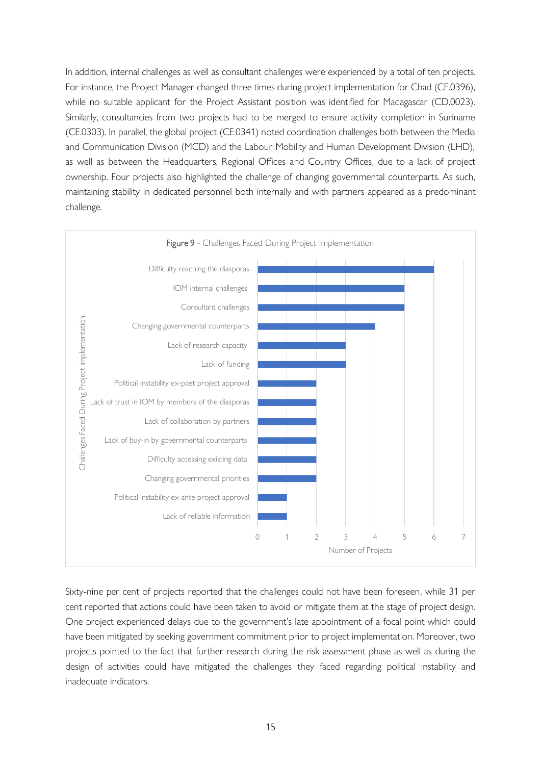In addition, internal challenges as well as consultant challenges were experienced by a total of ten projects. For instance, the Project Manager changed three times during project implementation for Chad (CE.0396), while no suitable applicant for the Project Assistant position was identified for Madagascar (CD.0023). Similarly, consultancies from two projects had to be merged to ensure activity completion in Suriname (CE.0303). In parallel, the global project (CE.0341) noted coordination challenges both between the Media and Communication Division (MCD) and the Labour Mobility and Human Development Division (LHD), as well as between the Headquarters, Regional Offices and Country Offices, due to a lack of project ownership. Four projects also highlighted the challenge of changing governmental counterparts. As such, maintaining stability in dedicated personnel both internally and with partners appeared as a predominant challenge.

**Figure 9** - Challenges Faced During Project Implementation

Challenges Faced During Project Implementation

Difficulty reaching the diasporas
IOM internal challenges
Consultant challenges
Changing governmental counterparts
Lack of research capacity
Lack of funding
Political instability ex-post project approval
Lack of trust in IOM by members of the diasporas
Lack of collaboration by partners
Lack of buy-in by governmental counterparts
Difficulty accessing existing data
Changing governmental priorities
Political instability ex-ante project approval
Lack of reliable information

0 1 2 3 4 5 6 7

Number of Projects

Sixty-nine per cent of projects reported that the challenges could not have been foreseen, while 31 per cent reported that actions could have been taken to avoid or mitigate them at the stage of project design. One project experienced delays due to the government's late appointment of a focal point which could have been mitigated by seeking government commitment prior to project implementation. Moreover, two projects pointed to the fact that further research during the risk assessment phase as well as during the design of activities could have mitigated the challenges they faced regarding political instability and inadequate indicators.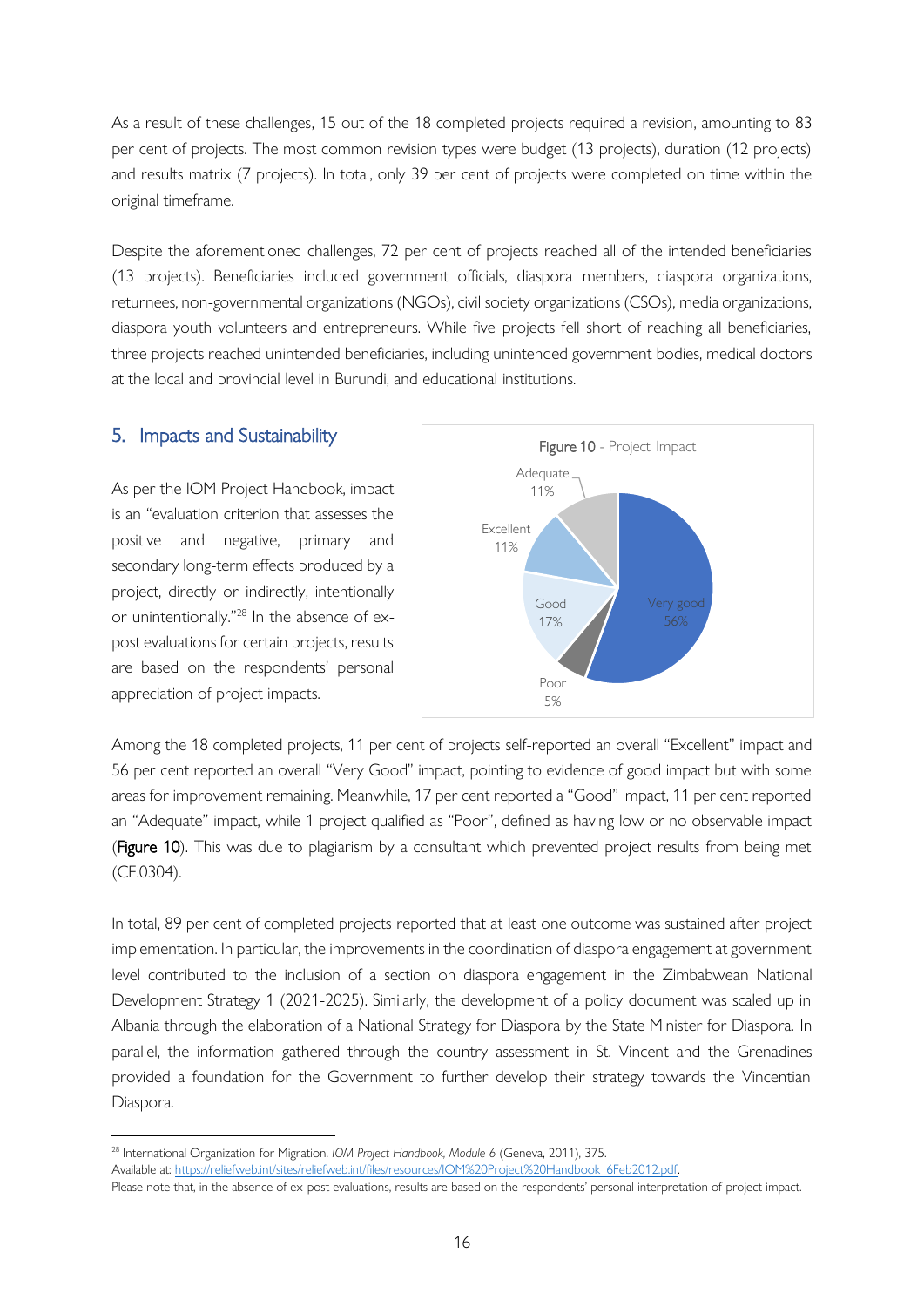As a result of these challenges, 15 out of the 18 completed projects required a revision, amounting to 83 per cent of projects. The most common revision types were budget (13 projects), duration (12 projects) and results matrix (7 projects). In total, only 39 per cent of projects were completed on time within the original timeframe.

Despite the aforementioned challenges, 72 per cent of projects reached all of the intended beneficiaries (13 projects). Beneficiaries included government officials, diaspora members, diaspora organizations, returnees, non-governmental organizations (NGOs), civil society organizations (CSOs), media organizations, diaspora youth volunteers and entrepreneurs. While five projects fell short of reaching all beneficiaries, three projects reached unintended beneficiaries, including unintended government bodies, medical doctors at the local and provincial level in Burundi, and educational institutions.

## 5. Impacts and Sustainability

As per the IOM Project Handbook, impact is an "evaluation criterion that assesses the positive and negative, primary and secondary long-term effects produced by a project, directly or indirectly, intentionally or unintentionally."[28] In the absence of ex-post evaluations for certain projects, results are based on the respondents' personal appreciation of project impacts.

**Figure 10** - Project Impact

Adequate 11%
Excellent 11%
Good 17%
Poor 5%
Very good 56%

Among the 18 completed projects, 11 per cent of projects self-reported an overall "Excellent" impact and 56 per cent reported an overall "Very Good" impact, pointing to evidence of good impact but with some areas for improvement remaining. Meanwhile, 17 per cent reported a "Good" impact, 11 per cent reported an "Adequate" impact, while 1 project qualified as "Poor", defined as having low or no observable impact (**Figure 10**). This was due to plagiarism by a consultant which prevented project results from being met (CE.0304).

In total, 89 per cent of completed projects reported that at least one outcome was sustained after project implementation. In particular, the improvements in the coordination of diaspora engagement at government level contributed to the inclusion of a section on diaspora engagement in the Zimbabwean National Development Strategy 1 (2021-2025). Similarly, the development of a policy document was scaled up in Albania through the elaboration of a National Strategy for Diaspora by the State Minister for Diaspora. In parallel, the information gathered through the country assessment in St. Vincent and the Grenadines provided a foundation for the Government to further develop their strategy towards the Vincentian Diaspora.

---

[28] International Organization for Migration. *IOM Project Handbook, Module 6* (Geneva, 2011), 375.
Available at: https://reliefweb.int/sites/reliefweb.int/files/resources/IOM%20Project%20Handbook_6Feb2012.pdf.
Please note that, in the absence of ex-post evaluations, results are based on the respondents' personal interpretation of project impact.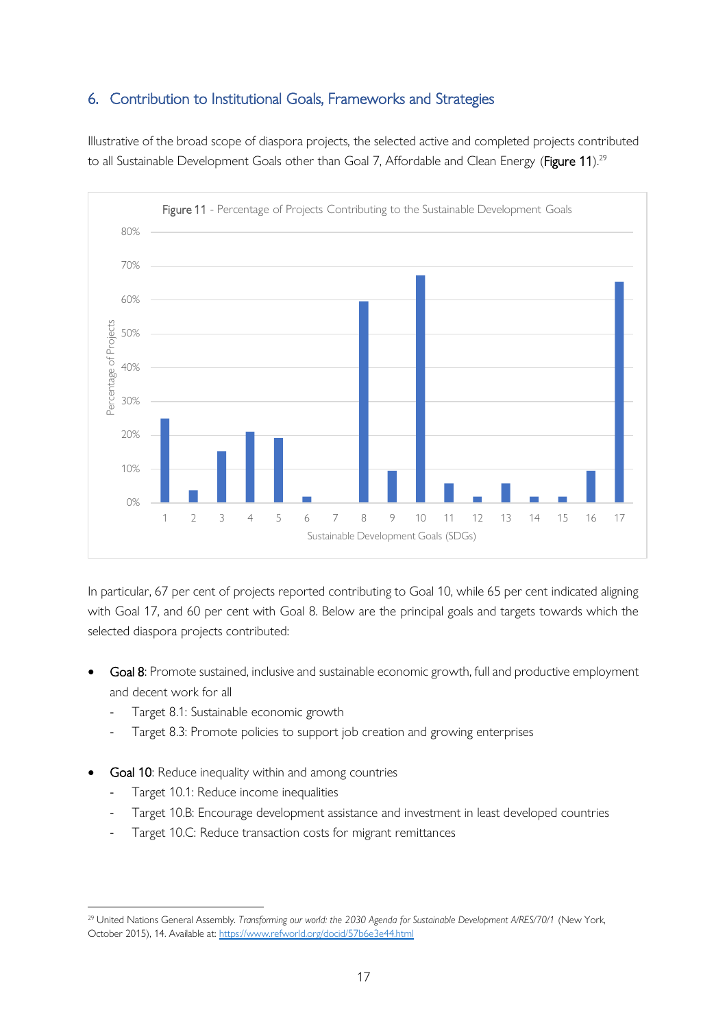## 6. Contribution to Institutional Goals, Frameworks and Strategies

Illustrative of the broad scope of diaspora projects, the selected active and completed projects contributed to all Sustainable Development Goals other than Goal 7, Affordable and Clean Energy (**Figure 11**).[29]

**Figure 11** - Percentage of Projects Contributing to the Sustainable Development Goals

Percentage of Projects

80%
70%
60%
50%
40%
30%
20%
10%
0%

1 2 3 4 5 6 7 8 9 10 11 12 13 14 15 16 17

Sustainable Development Goals (SDGs)

In particular, 67 per cent of projects reported contributing to Goal 10, while 65 per cent indicated aligning with Goal 17, and 60 per cent with Goal 8. Below are the principal goals and targets towards which the selected diaspora projects contributed:

- **Goal 8**: Promote sustained, inclusive and sustainable economic growth, full and productive employment and decent work for all
  - Target 8.1: Sustainable economic growth
  - Target 8.3: Promote policies to support job creation and growing enterprises

- **Goal 10**: Reduce inequality within and among countries
  - Target 10.1: Reduce income inequalities
  - Target 10.B: Encourage development assistance and investment in least developed countries
  - Target 10.C: Reduce transaction costs for migrant remittances

[29] United Nations General Assembly. *Transforming our world: the 2030 Agenda for Sustainable Development A/RES/70/1* (New York, October 2015), 14. Available at: https://www.refworld.org/docid/57b6e3e44.html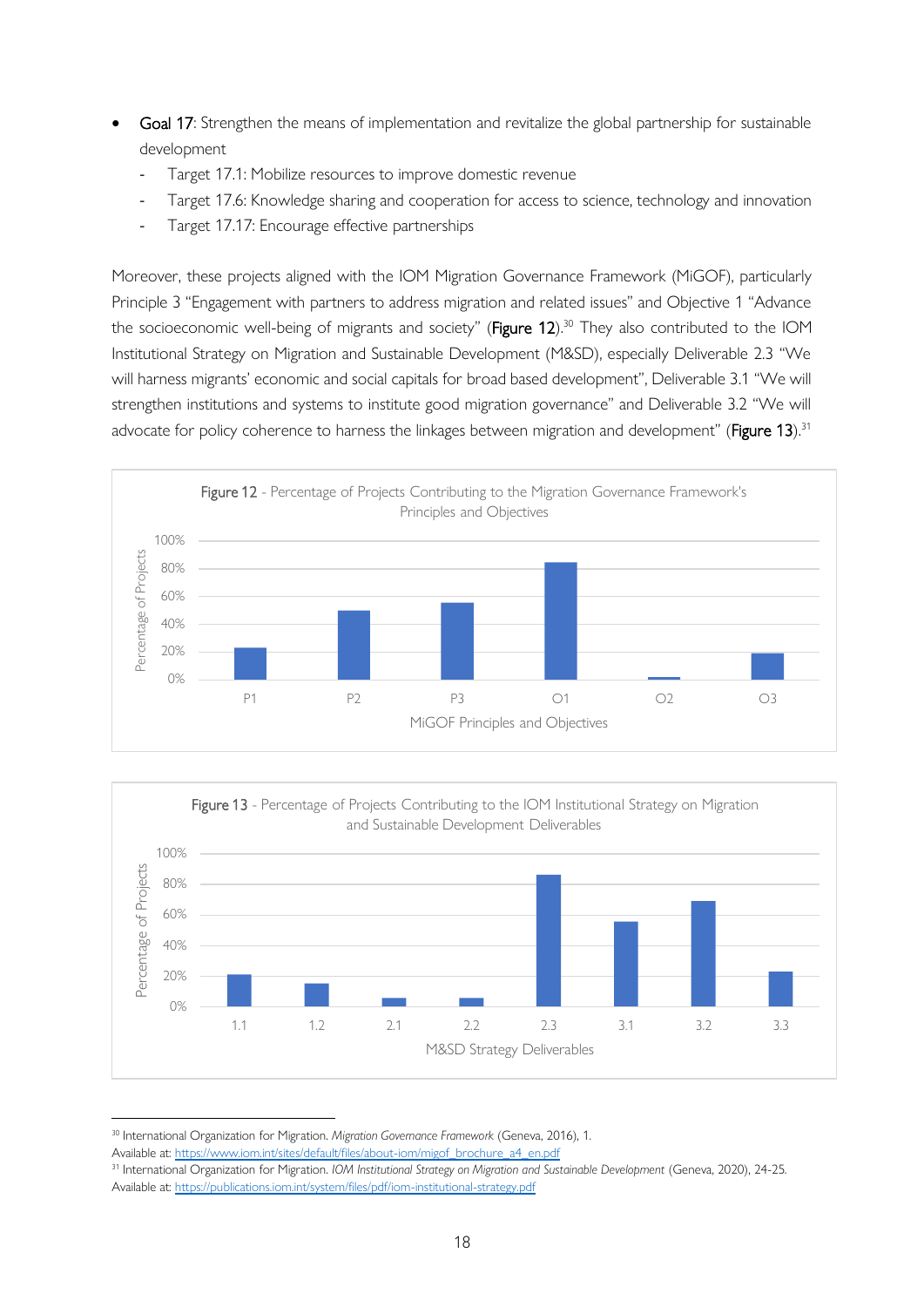- **Goal 17**: Strengthen the means of implementation and revitalize the global partnership for sustainable development
  - Target 17.1: Mobilize resources to improve domestic revenue
  - Target 17.6: Knowledge sharing and cooperation for access to science, technology and innovation
  - Target 17.17: Encourage effective partnerships

Moreover, these projects aligned with the IOM Migration Governance Framework (MiGOF), particularly Principle 3 "Engagement with partners to address migration and related issues" and Objective 1 "Advance the socioeconomic well-being of migrants and society" (**Figure 12**).[30] They also contributed to the IOM Institutional Strategy on Migration and Sustainable Development (M&SD), especially Deliverable 2.3 "We will harness migrants' economic and social capitals for broad based development", Deliverable 3.1 "We will strengthen institutions and systems to institute good migration governance" and Deliverable 3.2 "We will advocate for policy coherence to harness the linkages between migration and development" (**Figure 13**).[31]

**Figure 12** - Percentage of Projects Contributing to the Migration Governance Framework's Principles and Objectives

Percentage of Projects
100%
80%
60%
40%
20%
0%
P1 P2 P3 O1 O2 O3
MiGOF Principles and Objectives

**Figure 13** - Percentage of Projects Contributing to the IOM Institutional Strategy on Migration and Sustainable Development Deliverables

Percentage of Projects
100%
80%
60%
40%
20%
0%
1.1 1.2 2.1 2.2 2.3 3.1 3.2 3.3
M&SD Strategy Deliverables

---

[30] International Organization for Migration. *Migration Governance Framework* (Geneva, 2016), 1.
Available at: https://www.iom.int/sites/default/files/about-iom/migof_brochure_a4_en.pdf

[31] International Organization for Migration. *IOM Institutional Strategy on Migration and Sustainable Development* (Geneva, 2020), 24-25.
Available at: https://publications.iom.int/system/files/pdf/iom-institutional-strategy.pdf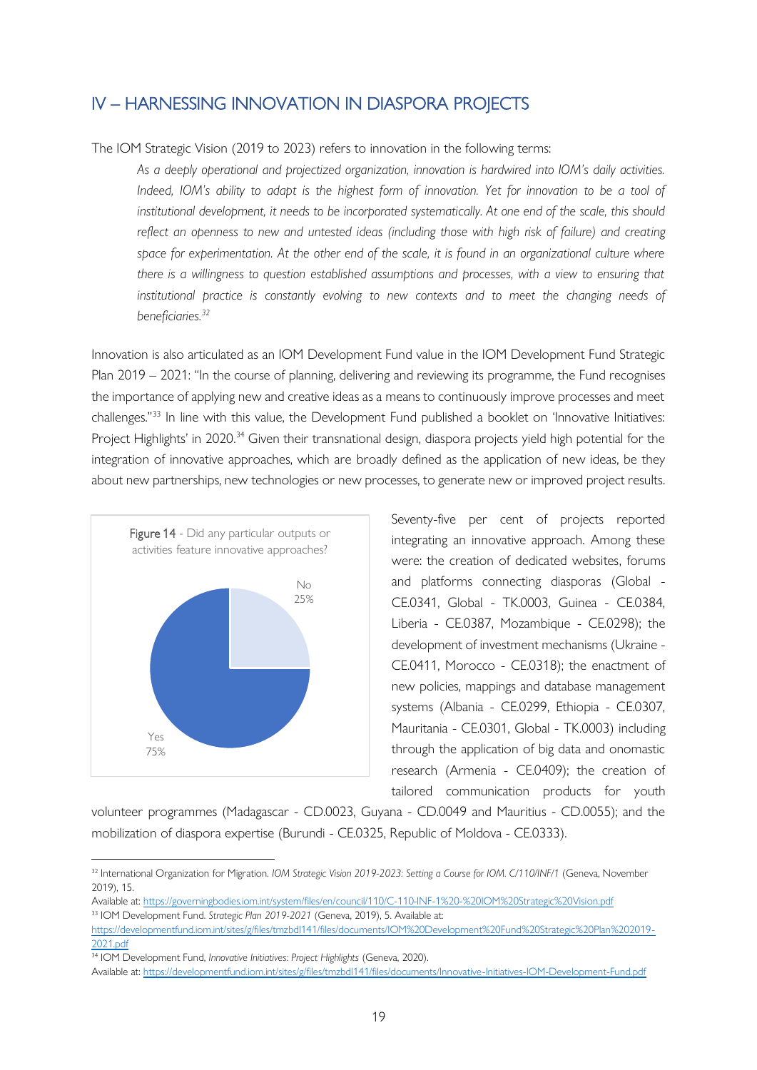## IV – HARNESSING INNOVATION IN DIASPORA PROJECTS

The IOM Strategic Vision (2019 to 2023) refers to innovation in the following terms:

> *As a deeply operational and projectized organization, innovation is hardwired into IOM's daily activities. Indeed, IOM's ability to adapt is the highest form of innovation. Yet for innovation to be a tool of institutional development, it needs to be incorporated systematically. At one end of the scale, this should reflect an openness to new and untested ideas (including those with high risk of failure) and creating space for experimentation. At the other end of the scale, it is found in an organizational culture where there is a willingness to question established assumptions and processes, with a view to ensuring that institutional practice is constantly evolving to new contexts and to meet the changing needs of beneficiaries.*[32]

Innovation is also articulated as an IOM Development Fund value in the IOM Development Fund Strategic Plan 2019 – 2021: "In the course of planning, delivering and reviewing its programme, the Fund recognises the importance of applying new and creative ideas as a means to continuously improve processes and meet challenges."[33] In line with this value, the Development Fund published a booklet on 'Innovative Initiatives: Project Highlights' in 2020.[34] Given their transnational design, diaspora projects yield high potential for the integration of innovative approaches, which are broadly defined as the application of new ideas, be they about new partnerships, new technologies or new processes, to generate new or improved project results.

**Figure 14** - Did any particular outputs or activities feature innovative approaches?

No
25%

Yes
75%

Seventy-five per cent of projects reported integrating an innovative approach. Among these were: the creation of dedicated websites, forums and platforms connecting diasporas (Global - CE.0341, Global - TK.0003, Guinea - CE.0384, Liberia - CE.0387, Mozambique - CE.0298); the development of investment mechanisms (Ukraine - CE.0411, Morocco - CE.0318); the enactment of new policies, mappings and database management systems (Albania - CE.0299, Ethiopia - CE.0307, Mauritania - CE.0301, Global - TK.0003) including through the application of big data and onomastic research (Armenia - CE.0409); the creation of tailored communication products for youth volunteer programmes (Madagascar - CD.0023, Guyana - CD.0049 and Mauritius - CD.0055); and the mobilization of diaspora expertise (Burundi - CE.0325, Republic of Moldova - CE.0333).

---

[32] International Organization for Migration. *IOM Strategic Vision 2019-2023: Setting a Course for IOM. C/110/INF/1* (Geneva, November 2019), 15.
Available at: https://governingbodies.iom.int/system/files/en/council/110/C-110-INF-1%20-%20IOM%20Strategic%20Vision.pdf

[33] IOM Development Fund. *Strategic Plan 2019-2021* (Geneva, 2019), 5. Available at: https://developmentfund.iom.int/sites/g/files/tmzbdl141/files/documents/IOM%20Development%20Fund%20Strategic%20Plan%202019-2021.pdf

[34] IOM Development Fund, *Innovative Initiatives: Project Highlights* (Geneva, 2020).
Available at: https://developmentfund.iom.int/sites/g/files/tmzbdl141/files/documents/Innovative-Initiatives-IOM-Development-Fund.pdf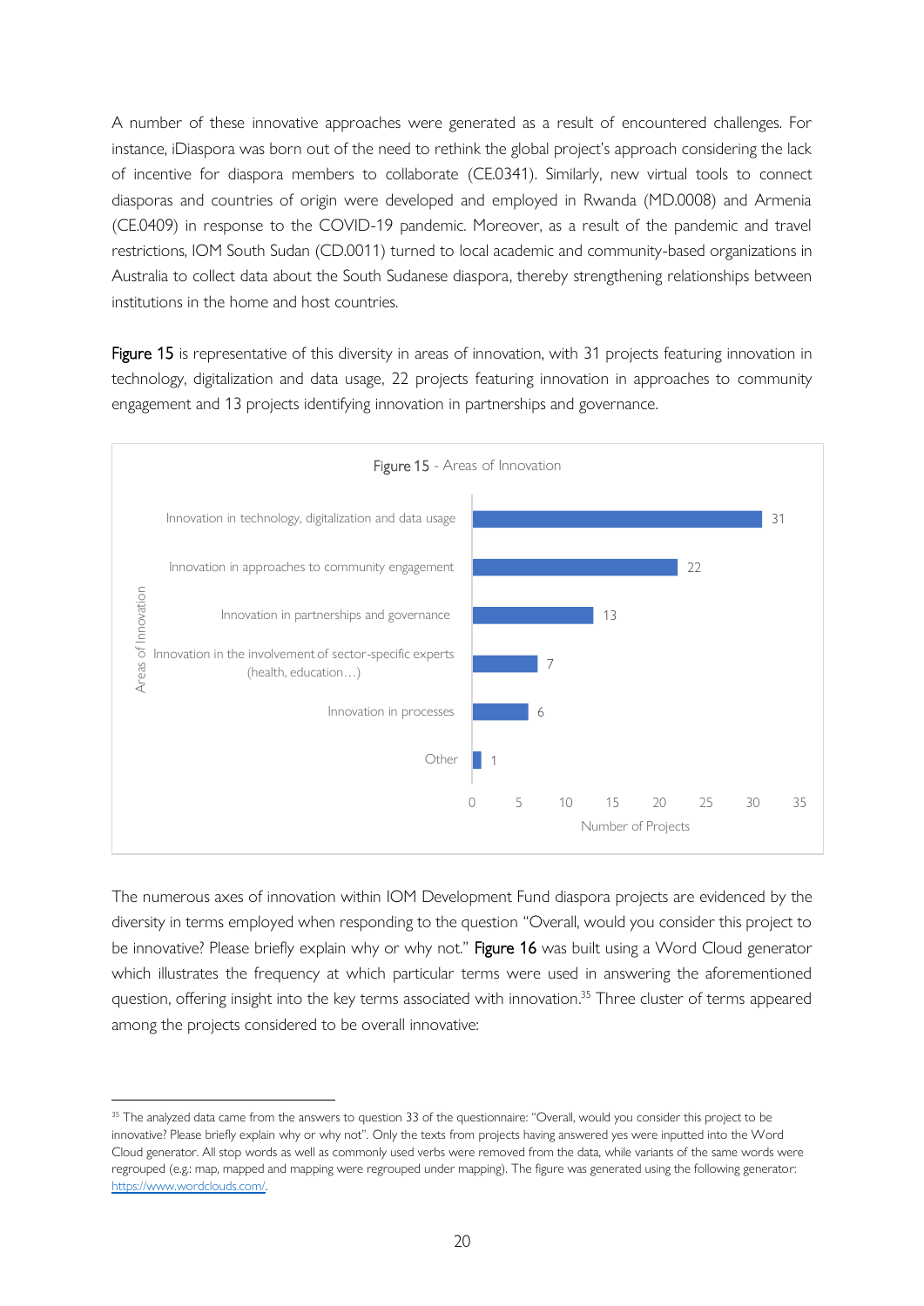A number of these innovative approaches were generated as a result of encountered challenges. For instance, iDiaspora was born out of the need to rethink the global project's approach considering the lack of incentive for diaspora members to collaborate (CE.0341). Similarly, new virtual tools to connect diasporas and countries of origin were developed and employed in Rwanda (MD.0008) and Armenia (CE.0409) in response to the COVID-19 pandemic. Moreover, as a result of the pandemic and travel restrictions, IOM South Sudan (CD.0011) turned to local academic and community-based organizations in Australia to collect data about the South Sudanese diaspora, thereby strengthening relationships between institutions in the home and host countries.

**Figure 15** is representative of this diversity in areas of innovation, with 31 projects featuring innovation in technology, digitalization and data usage, 22 projects featuring innovation in approaches to community engagement and 13 projects identifying innovation in partnerships and governance.

**Figure 15** - Areas of Innovation

Areas of Innovation

Innovation in technology, digitalization and data usage 31

Innovation in approaches to community engagement 22

Innovation in partnerships and governance 13

Innovation in the involvement of sector-specific experts (health, education…) 7

Innovation in processes 6

Other 1

0 5 10 15 20 25 30 35

Number of Projects

The numerous axes of innovation within IOM Development Fund diaspora projects are evidenced by the diversity in terms employed when responding to the question "Overall, would you consider this project to be innovative? Please briefly explain why or why not." **Figure 16** was built using a Word Cloud generator which illustrates the frequency at which particular terms were used in answering the aforementioned question, offering insight into the key terms associated with innovation.[35] Three cluster of terms appeared among the projects considered to be overall innovative:

[35] The analyzed data came from the answers to question 33 of the questionnaire: "Overall, would you consider this project to be innovative? Please briefly explain why or why not". Only the texts from projects having answered yes were inputted into the Word Cloud generator. All stop words as well as commonly used verbs were removed from the data, while variants of the same words were regrouped (e.g.: map, mapped and mapping were regrouped under mapping). The figure was generated using the following generator: https://www.wordclouds.com/.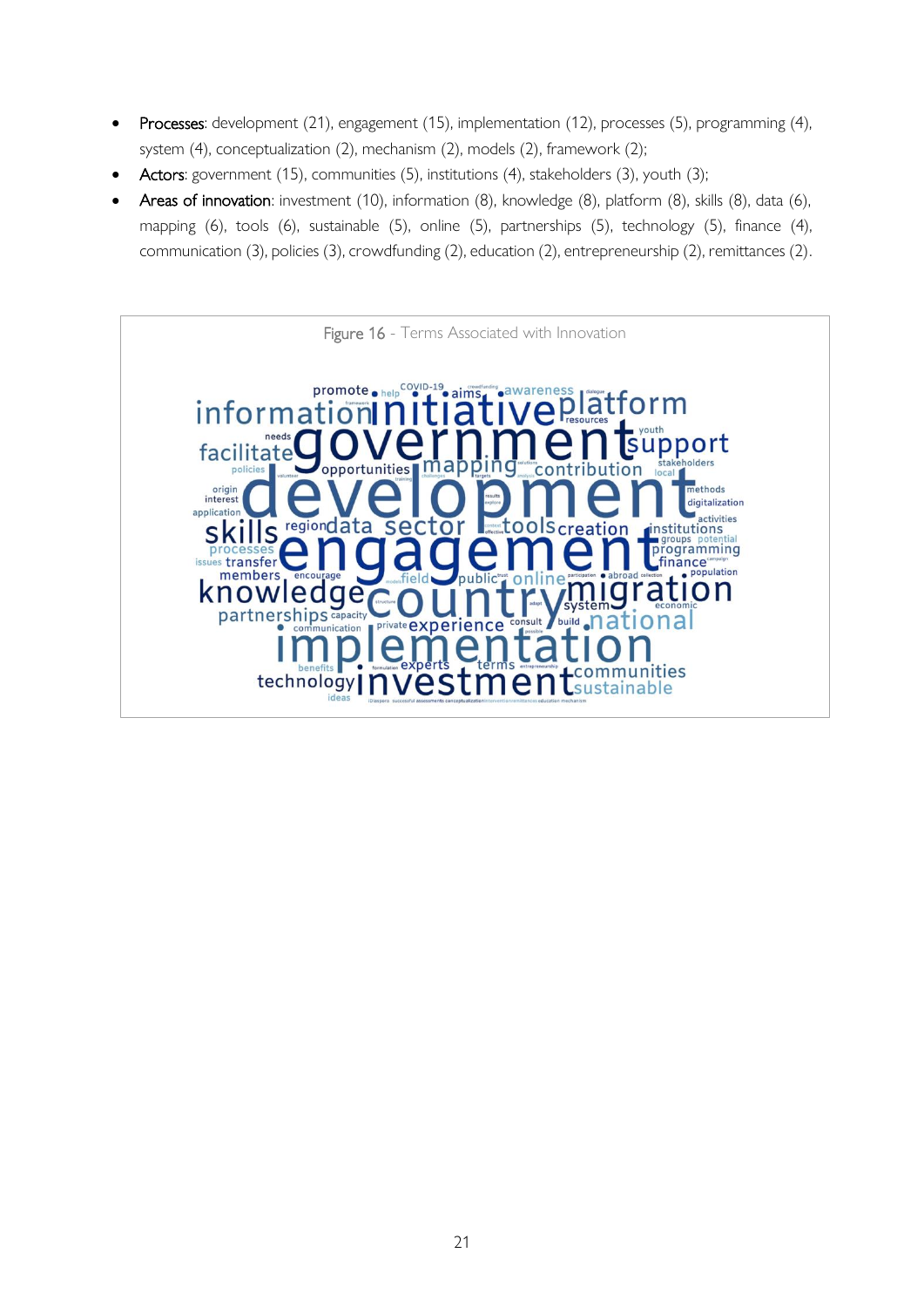- Processes: development (21), engagement (15), implementation (12), processes (5), programming (4), system (4), conceptualization (2), mechanism (2), models (2), framework (2);
- Actors: government (15), communities (5), institutions (4), stakeholders (3), youth (3);
- Areas of innovation: investment (10), information (8), knowledge (8), platform (8), skills (8), data (6), mapping (6), tools (6), sustainable (5), online (5), partnerships (5), technology (5), finance (4), communication (3), policies (3), crowdfunding (2), education (2), entrepreneurship (2), remittances (2).

Figure 16 - Terms Associated with Innovation

promote help COVID-19 aims awareness
information initiative platform
government support
facilitate opportunities mapping contribution
development
skills region data sector tools creation institutions
engagement programming
knowledge country migration
partnerships experience national
implementation
technology investment communities sustainable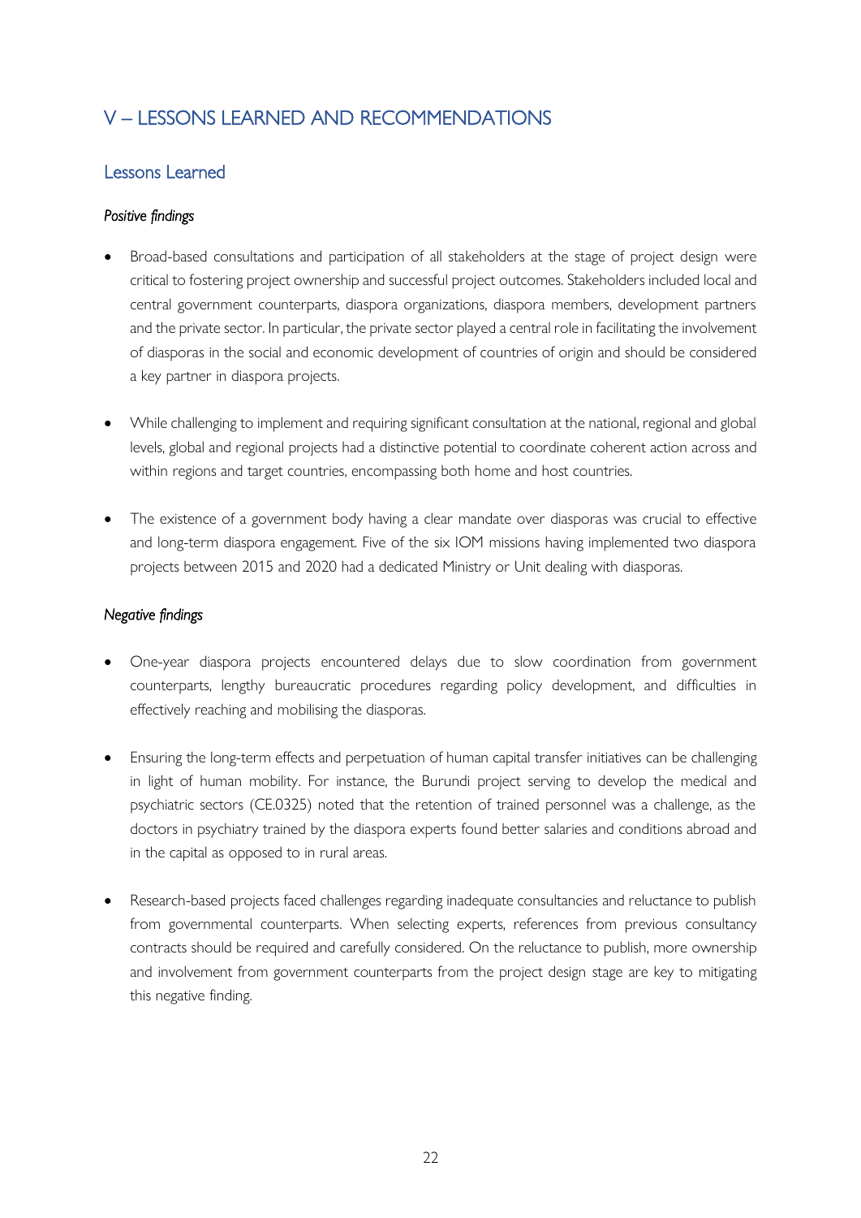# V – LESSONS LEARNED AND RECOMMENDATIONS

## Lessons Learned

### *Positive findings*

- Broad-based consultations and participation of all stakeholders at the stage of project design were critical to fostering project ownership and successful project outcomes. Stakeholders included local and central government counterparts, diaspora organizations, diaspora members, development partners and the private sector. In particular, the private sector played a central role in facilitating the involvement of diasporas in the social and economic development of countries of origin and should be considered a key partner in diaspora projects.

- While challenging to implement and requiring significant consultation at the national, regional and global levels, global and regional projects had a distinctive potential to coordinate coherent action across and within regions and target countries, encompassing both home and host countries.

- The existence of a government body having a clear mandate over diasporas was crucial to effective and long-term diaspora engagement. Five of the six IOM missions having implemented two diaspora projects between 2015 and 2020 had a dedicated Ministry or Unit dealing with diasporas.

### *Negative findings*

- One-year diaspora projects encountered delays due to slow coordination from government counterparts, lengthy bureaucratic procedures regarding policy development, and difficulties in effectively reaching and mobilising the diasporas.

- Ensuring the long-term effects and perpetuation of human capital transfer initiatives can be challenging in light of human mobility. For instance, the Burundi project serving to develop the medical and psychiatric sectors (CE.0325) noted that the retention of trained personnel was a challenge, as the doctors in psychiatry trained by the diaspora experts found better salaries and conditions abroad and in the capital as opposed to in rural areas.

- Research-based projects faced challenges regarding inadequate consultancies and reluctance to publish from governmental counterparts. When selecting experts, references from previous consultancy contracts should be required and carefully considered. On the reluctance to publish, more ownership and involvement from government counterparts from the project design stage are key to mitigating this negative finding.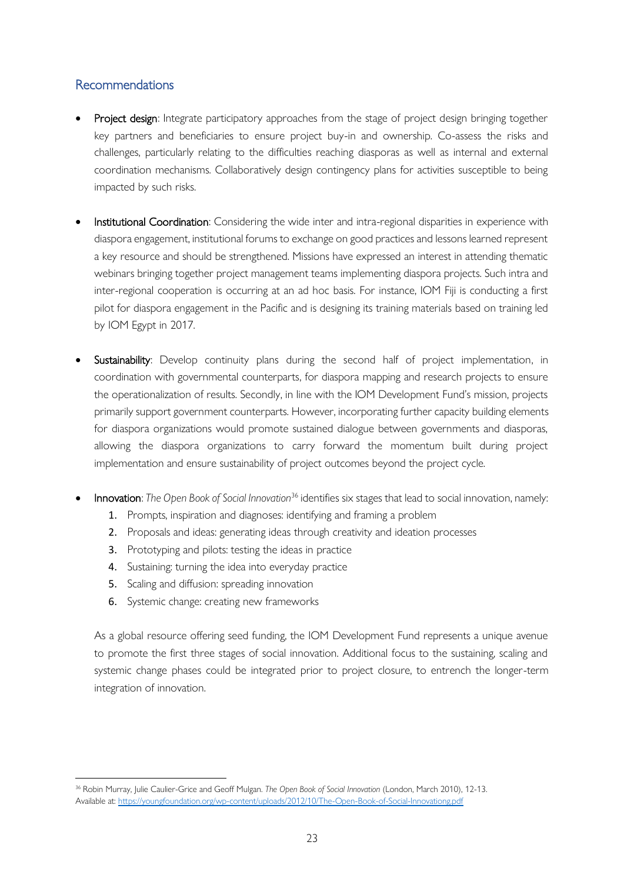## Recommendations

- **Project design**: Integrate participatory approaches from the stage of project design bringing together key partners and beneficiaries to ensure project buy-in and ownership. Co-assess the risks and challenges, particularly relating to the difficulties reaching diasporas as well as internal and external coordination mechanisms. Collaboratively design contingency plans for activities susceptible to being impacted by such risks.

- **Institutional Coordination**: Considering the wide inter and intra-regional disparities in experience with diaspora engagement, institutional forums to exchange on good practices and lessons learned represent a key resource and should be strengthened. Missions have expressed an interest in attending thematic webinars bringing together project management teams implementing diaspora projects. Such intra and inter-regional cooperation is occurring at an ad hoc basis. For instance, IOM Fiji is conducting a first pilot for diaspora engagement in the Pacific and is designing its training materials based on training led by IOM Egypt in 2017.

- **Sustainability**: Develop continuity plans during the second half of project implementation, in coordination with governmental counterparts, for diaspora mapping and research projects to ensure the operationalization of results. Secondly, in line with the IOM Development Fund's mission, projects primarily support government counterparts. However, incorporating further capacity building elements for diaspora organizations would promote sustained dialogue between governments and diasporas, allowing the diaspora organizations to carry forward the momentum built during project implementation and ensure sustainability of project outcomes beyond the project cycle.

- **Innovation**: *The Open Book of Social Innovation*[36] identifies six stages that lead to social innovation, namely:
  1. Prompts, inspiration and diagnoses: identifying and framing a problem
  2. Proposals and ideas: generating ideas through creativity and ideation processes
  3. Prototyping and pilots: testing the ideas in practice
  4. Sustaining: turning the idea into everyday practice
  5. Scaling and diffusion: spreading innovation
  6. Systemic change: creating new frameworks

  As a global resource offering seed funding, the IOM Development Fund represents a unique avenue to promote the first three stages of social innovation. Additional focus to the sustaining, scaling and systemic change phases could be integrated prior to project closure, to entrench the longer-term integration of innovation.

[36] Robin Murray, Julie Caulier-Grice and Geoff Mulgan. *The Open Book of Social Innovation* (London, March 2010), 12-13. Available at: https://youngfoundation.org/wp-content/uploads/2012/10/The-Open-Book-of-Social-Innovationg.pdf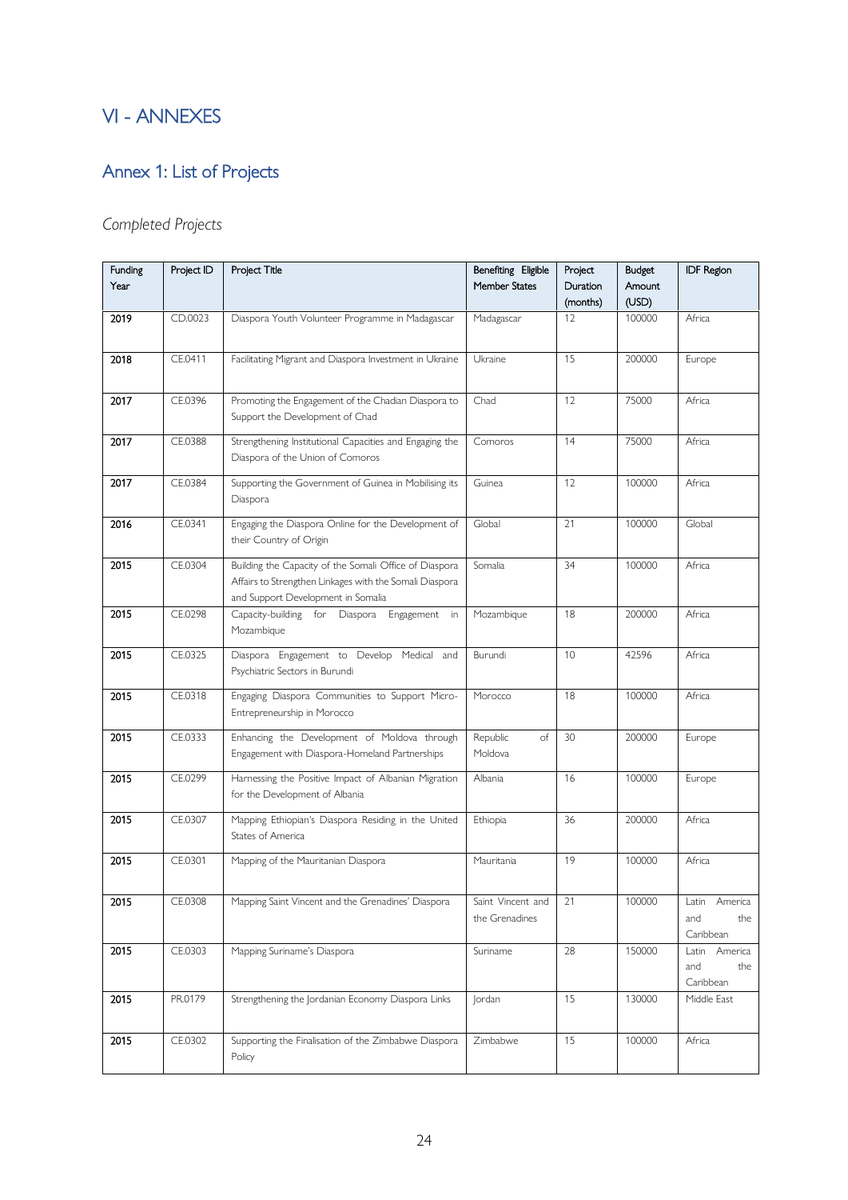# VI - ANNEXES

## Annex 1: List of Projects

### *Completed Projects*

| Funding Year | Project ID | Project Title | Benefiting Eligible Member States | Project Duration (months) | Budget Amount (USD) | IDF Region |
|---|---|---|---|---|---|---|
| **2019** | CD.0023 | Diaspora Youth Volunteer Programme in Madagascar | Madagascar | 12 | 100000 | Africa |
| **2018** | CE.0411 | Facilitating Migrant and Diaspora Investment in Ukraine | Ukraine | 15 | 200000 | Europe |
| **2017** | CE.0396 | Promoting the Engagement of the Chadian Diaspora to Support the Development of Chad | Chad | 12 | 75000 | Africa |
| **2017** | CE.0388 | Strengthening Institutional Capacities and Engaging the Diaspora of the Union of Comoros | Comoros | 14 | 75000 | Africa |
| **2017** | CE.0384 | Supporting the Government of Guinea in Mobilising its Diaspora | Guinea | 12 | 100000 | Africa |
| **2016** | CE.0341 | Engaging the Diaspora Online for the Development of their Country of Origin | Global | 21 | 100000 | Global |
| **2015** | CE.0304 | Building the Capacity of the Somali Office of Diaspora Affairs to Strengthen Linkages with the Somali Diaspora and Support Development in Somalia | Somalia | 34 | 100000 | Africa |
| **2015** | CE.0298 | Capacity-building for Diaspora Engagement in Mozambique | Mozambique | 18 | 200000 | Africa |
| **2015** | CE.0325 | Diaspora Engagement to Develop Medical and Psychiatric Sectors in Burundi | Burundi | 10 | 42596 | Africa |
| **2015** | CE.0318 | Engaging Diaspora Communities to Support Micro-Entrepreneurship in Morocco | Morocco | 18 | 100000 | Africa |
| **2015** | CE.0333 | Enhancing the Development of Moldova through Engagement with Diaspora-Homeland Partnerships | Republic of Moldova | 30 | 200000 | Europe |
| **2015** | CE.0299 | Harnessing the Positive Impact of Albanian Migration for the Development of Albania | Albania | 16 | 100000 | Europe |
| **2015** | CE.0307 | Mapping Ethiopian's Diaspora Residing in the United States of America | Ethiopia | 36 | 200000 | Africa |
| **2015** | CE.0301 | Mapping of the Mauritanian Diaspora | Mauritania | 19 | 100000 | Africa |
| **2015** | CE.0308 | Mapping Saint Vincent and the Grenadines' Diaspora | Saint Vincent and the Grenadines | 21 | 100000 | Latin America and the Caribbean |
| **2015** | CE.0303 | Mapping Suriname's Diaspora | Suriname | 28 | 150000 | Latin America and the Caribbean |
| **2015** | PR.0179 | Strengthening the Jordanian Economy Diaspora Links | Jordan | 15 | 130000 | Middle East |
| **2015** | CE.0302 | Supporting the Finalisation of the Zimbabwe Diaspora Policy | Zimbabwe | 15 | 100000 | Africa |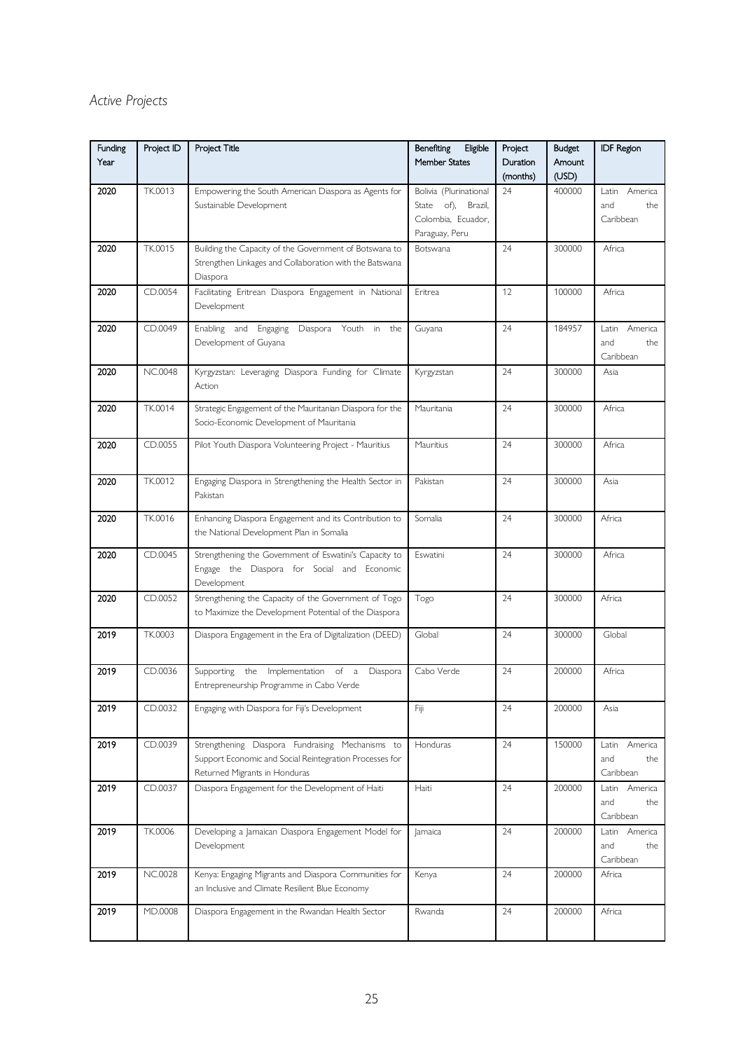*Active Projects*

| Funding Year | Project ID | Project Title | Benefiting Eligible Member States | Project Duration (months) | Budget Amount (USD) | IDF Region |
|---|---|---|---|---|---|---|
| 2020 | TK.0013 | Empowering the South American Diaspora as Agents for Sustainable Development | Bolivia (Plurinational State of), Brazil, Colombia, Ecuador, Paraguay, Peru | 24 | 400000 | Latin America and the Caribbean |
| 2020 | TK.0015 | Building the Capacity of the Government of Botswana to Strengthen Linkages and Collaboration with the Batswana Diaspora | Botswana | 24 | 300000 | Africa |
| 2020 | CD.0054 | Facilitating Eritrean Diaspora Engagement in National Development | Eritrea | 12 | 100000 | Africa |
| 2020 | CD.0049 | Enabling and Engaging Diaspora Youth in the Development of Guyana | Guyana | 24 | 184957 | Latin America and the Caribbean |
| 2020 | NC.0048 | Kyrgyzstan: Leveraging Diaspora Funding for Climate Action | Kyrgyzstan | 24 | 300000 | Asia |
| 2020 | TK.0014 | Strategic Engagement of the Mauritanian Diaspora for the Socio-Economic Development of Mauritania | Mauritania | 24 | 300000 | Africa |
| 2020 | CD.0055 | Pilot Youth Diaspora Volunteering Project - Mauritius | Mauritius | 24 | 300000 | Africa |
| 2020 | TK.0012 | Engaging Diaspora in Strengthening the Health Sector in Pakistan | Pakistan | 24 | 300000 | Asia |
| 2020 | TK.0016 | Enhancing Diaspora Engagement and its Contribution to the National Development Plan in Somalia | Somalia | 24 | 300000 | Africa |
| 2020 | CD.0045 | Strengthening the Government of Eswatini's Capacity to Engage the Diaspora for Social and Economic Development | Eswatini | 24 | 300000 | Africa |
| 2020 | CD.0052 | Strengthening the Capacity of the Government of Togo to Maximize the Development Potential of the Diaspora | Togo | 24 | 300000 | Africa |
| 2019 | TK.0003 | Diaspora Engagement in the Era of Digitalization (DEED) | Global | 24 | 300000 | Global |
| 2019 | CD.0036 | Supporting the Implementation of a Diaspora Entrepreneurship Programme in Cabo Verde | Cabo Verde | 24 | 200000 | Africa |
| 2019 | CD.0032 | Engaging with Diaspora for Fiji's Development | Fiji | 24 | 200000 | Asia |
| 2019 | CD.0039 | Strengthening Diaspora Fundraising Mechanisms to Support Economic and Social Reintegration Processes for Returned Migrants in Honduras | Honduras | 24 | 150000 | Latin America and the Caribbean |
| 2019 | CD.0037 | Diaspora Engagement for the Development of Haiti | Haiti | 24 | 200000 | Latin America and the Caribbean |
| 2019 | TK.0006 | Developing a Jamaican Diaspora Engagement Model for Development | Jamaica | 24 | 200000 | Latin America and the Caribbean |
| 2019 | NC.0028 | Kenya: Engaging Migrants and Diaspora Communities for an Inclusive and Climate Resilient Blue Economy | Kenya | 24 | 200000 | Africa |
| 2019 | MD.0008 | Diaspora Engagement in the Rwandan Health Sector | Rwanda | 24 | 200000 | Africa |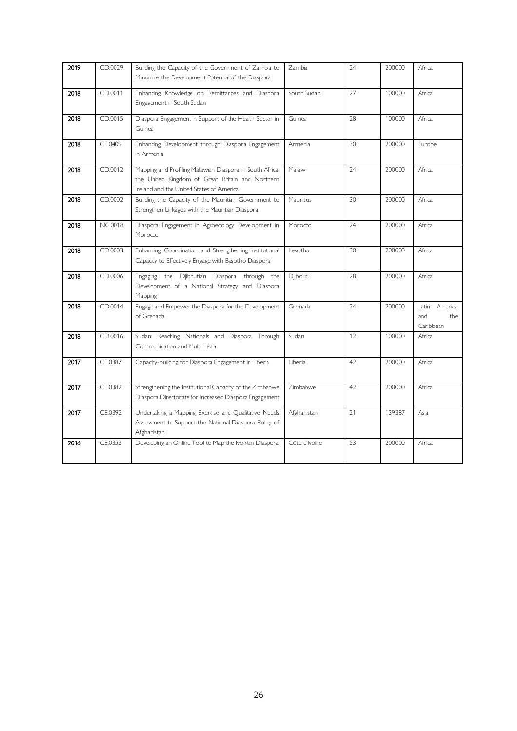| | | | | | | |
|---|---|---|---|---|---|---|
| 2019 | CD.0029 | Building the Capacity of the Government of Zambia to Maximize the Development Potential of the Diaspora | Zambia | 24 | 200000 | Africa |
| 2018 | CD.0011 | Enhancing Knowledge on Remittances and Diaspora Engagement in South Sudan | South Sudan | 27 | 100000 | Africa |
| 2018 | CD.0015 | Diaspora Engagement in Support of the Health Sector in Guinea | Guinea | 28 | 100000 | Africa |
| 2018 | CE.0409 | Enhancing Development through Diaspora Engagement in Armenia | Armenia | 30 | 200000 | Europe |
| 2018 | CD.0012 | Mapping and Profiling Malawian Diaspora in South Africa, the United Kingdom of Great Britain and Northern Ireland and the United States of America | Malawi | 24 | 200000 | Africa |
| 2018 | CD.0002 | Building the Capacity of the Mauritian Government to Strengthen Linkages with the Mauritian Diaspora | Mauritius | 30 | 200000 | Africa |
| 2018 | NC.0018 | Diaspora Engagement in Agroecology Development in Morocco | Morocco | 24 | 200000 | Africa |
| 2018 | CD.0003 | Enhancing Coordination and Strengthening Institutional Capacity to Effectively Engage with Basotho Diaspora | Lesotho | 30 | 200000 | Africa |
| 2018 | CD.0006 | Engaging the Djiboutian Diaspora through the Development of a National Strategy and Diaspora Mapping | Djibouti | 28 | 200000 | Africa |
| 2018 | CD.0014 | Engage and Empower the Diaspora for the Development of Grenada | Grenada | 24 | 200000 | Latin America and the Caribbean |
| 2018 | CD.0016 | Sudan: Reaching Nationals and Diaspora Through Communication and Multimedia | Sudan | 12 | 100000 | Africa |
| 2017 | CE.0387 | Capacity-building for Diaspora Engagement in Liberia | Liberia | 42 | 200000 | Africa |
| 2017 | CE.0382 | Strengthening the Institutional Capacity of the Zimbabwe Diaspora Directorate for Increased Diaspora Engagement | Zimbabwe | 42 | 200000 | Africa |
| 2017 | CE.0392 | Undertaking a Mapping Exercise and Qualitative Needs Assessment to Support the National Diaspora Policy of Afghanistan | Afghanistan | 21 | 139387 | Asia |
| 2016 | CE.0353 | Developing an Online Tool to Map the Ivoirian Diaspora | Côte d'Ivoire | 53 | 200000 | Africa |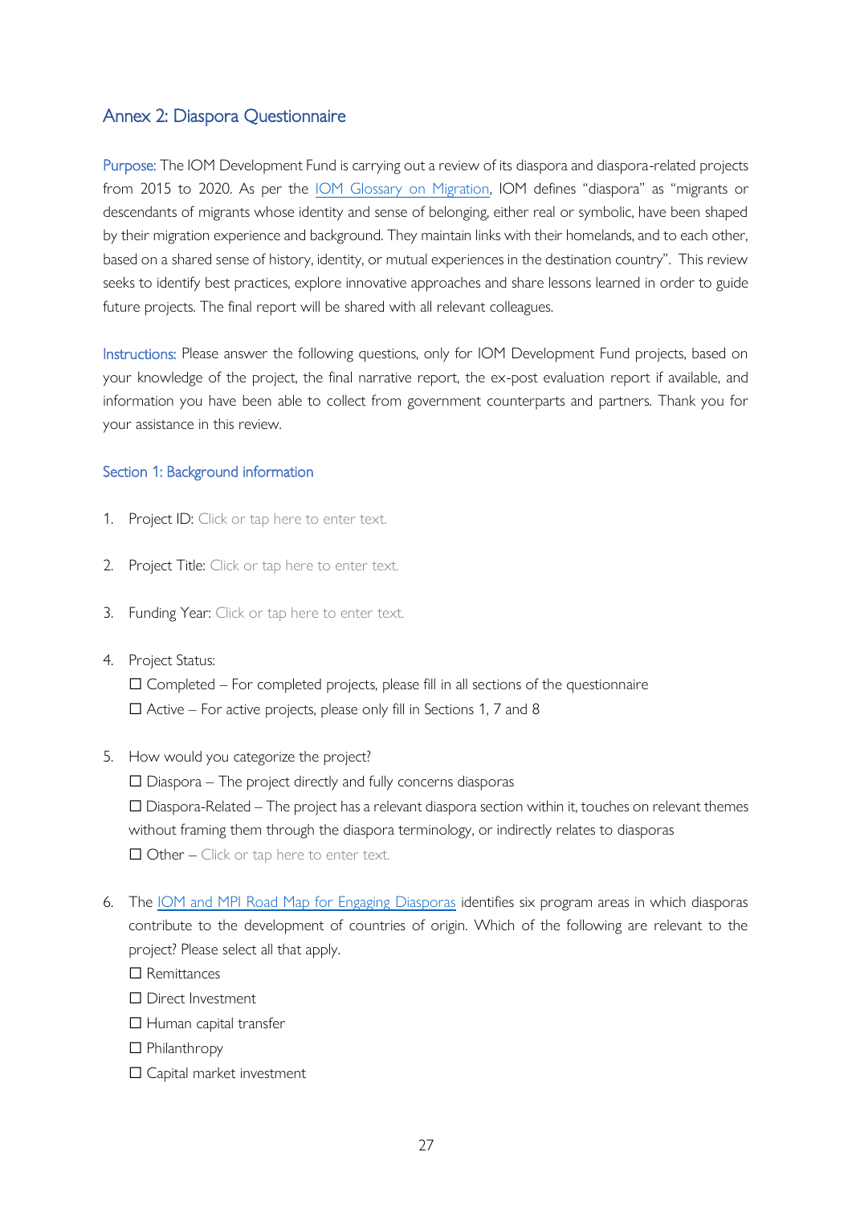## Annex 2: Diaspora Questionnaire

Purpose: The IOM Development Fund is carrying out a review of its diaspora and diaspora-related projects from 2015 to 2020. As per the IOM Glossary on Migration, IOM defines "diaspora" as "migrants or descendants of migrants whose identity and sense of belonging, either real or symbolic, have been shaped by their migration experience and background. They maintain links with their homelands, and to each other, based on a shared sense of history, identity, or mutual experiences in the destination country". This review seeks to identify best practices, explore innovative approaches and share lessons learned in order to guide future projects. The final report will be shared with all relevant colleagues.

Instructions: Please answer the following questions, only for IOM Development Fund projects, based on your knowledge of the project, the final narrative report, the ex-post evaluation report if available, and information you have been able to collect from government counterparts and partners. Thank you for your assistance in this review.

### Section 1: Background information

1. Project ID: Click or tap here to enter text.

2. Project Title: Click or tap here to enter text.

3. Funding Year: Click or tap here to enter text.

4. Project Status:
   ☐ Completed – For completed projects, please fill in all sections of the questionnaire
   ☐ Active – For active projects, please only fill in Sections 1, 7 and 8

5. How would you categorize the project?
   ☐ Diaspora – The project directly and fully concerns diasporas
   ☐ Diaspora-Related – The project has a relevant diaspora section within it, touches on relevant themes without framing them through the diaspora terminology, or indirectly relates to diasporas
   ☐ Other – Click or tap here to enter text.

6. The IOM and MPI Road Map for Engaging Diasporas identifies six program areas in which diasporas contribute to the development of countries of origin. Which of the following are relevant to the project? Please select all that apply.
   ☐ Remittances
   ☐ Direct Investment
   ☐ Human capital transfer
   ☐ Philanthropy
   ☐ Capital market investment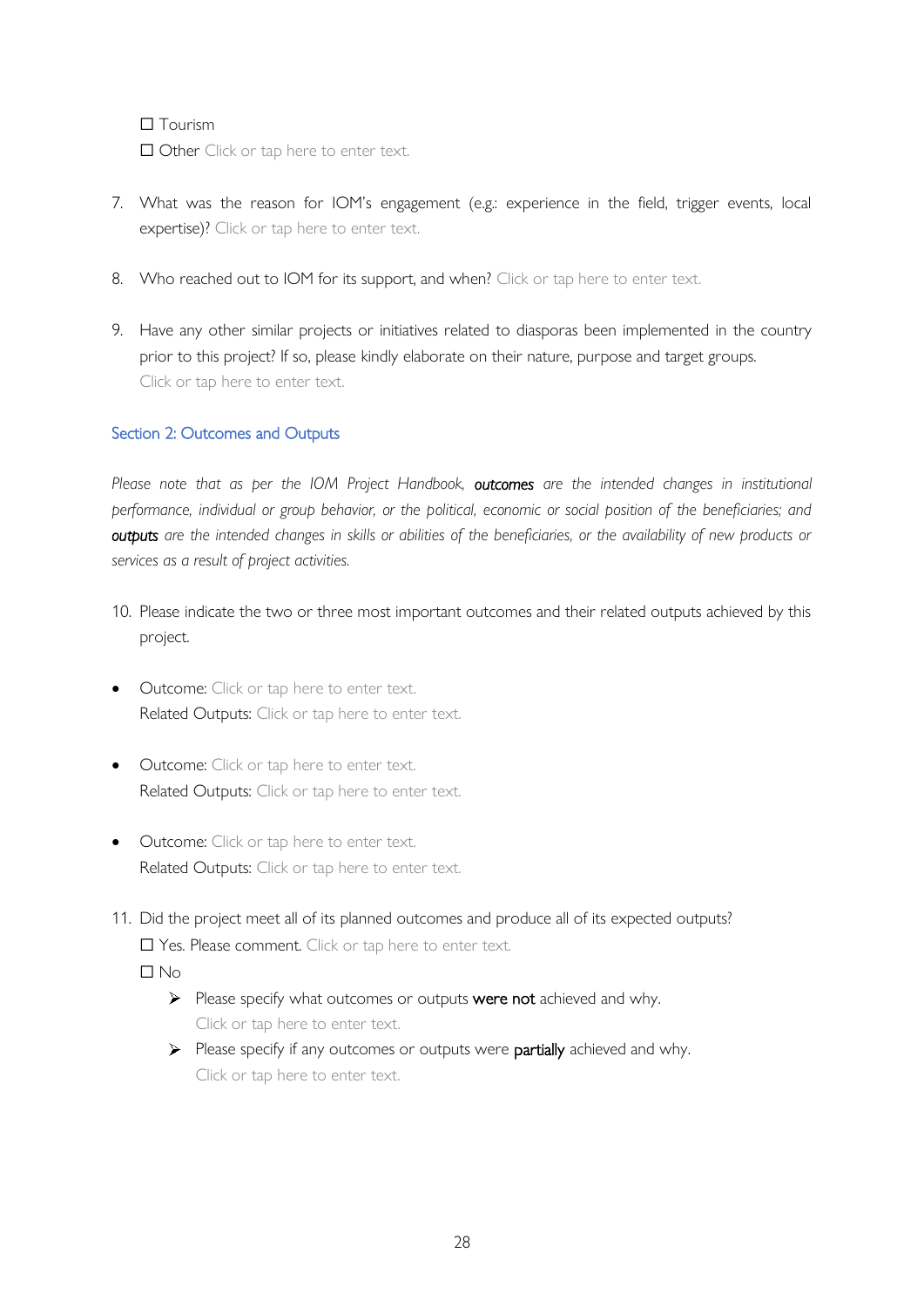☐ Tourism
☐ Other Click or tap here to enter text.

7. What was the reason for IOM's engagement (e.g.: experience in the field, trigger events, local expertise)? Click or tap here to enter text.

8. Who reached out to IOM for its support, and when? Click or tap here to enter text.

9. Have any other similar projects or initiatives related to diasporas been implemented in the country prior to this project? If so, please kindly elaborate on their nature, purpose and target groups. Click or tap here to enter text.

## Section 2: Outcomes and Outputs

*Please note that as per the IOM Project Handbook,* ***outcomes*** *are the intended changes in institutional performance, individual or group behavior, or the political, economic or social position of the beneficiaries; and* ***outputs*** *are the intended changes in skills or abilities of the beneficiaries, or the availability of new products or services as a result of project activities.*

10. Please indicate the two or three most important outcomes and their related outputs achieved by this project.

- Outcome: Click or tap here to enter text.
  Related Outputs: Click or tap here to enter text.

- Outcome: Click or tap here to enter text.
  Related Outputs: Click or tap here to enter text.

- Outcome: Click or tap here to enter text.
  Related Outputs: Click or tap here to enter text.

11. Did the project meet all of its planned outcomes and produce all of its expected outputs?
    ☐ Yes. Please comment. Click or tap here to enter text.
    ☐ No
    - Please specify what outcomes or outputs **were not** achieved and why. Click or tap here to enter text.
    - Please specify if any outcomes or outputs were **partially** achieved and why. Click or tap here to enter text.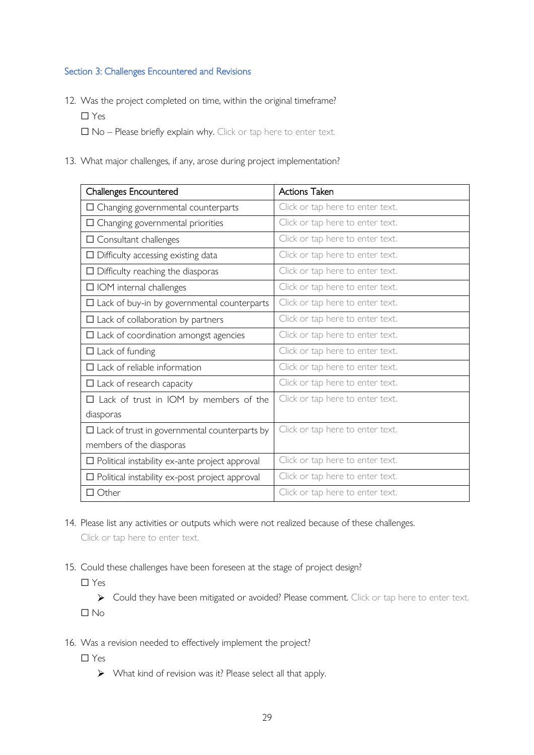### Section 3: Challenges Encountered and Revisions

12. Was the project completed on time, within the original timeframe?

    ☐ Yes

    ☐ No – Please briefly explain why. Click or tap here to enter text.

13. What major challenges, if any, arose during project implementation?

| Challenges Encountered | Actions Taken |
|---|---|
| ☐ Changing governmental counterparts | Click or tap here to enter text. |
| ☐ Changing governmental priorities | Click or tap here to enter text. |
| ☐ Consultant challenges | Click or tap here to enter text. |
| ☐ Difficulty accessing existing data | Click or tap here to enter text. |
| ☐ Difficulty reaching the diasporas | Click or tap here to enter text. |
| ☐ IOM internal challenges | Click or tap here to enter text. |
| ☐ Lack of buy-in by governmental counterparts | Click or tap here to enter text. |
| ☐ Lack of collaboration by partners | Click or tap here to enter text. |
| ☐ Lack of coordination amongst agencies | Click or tap here to enter text. |
| ☐ Lack of funding | Click or tap here to enter text. |
| ☐ Lack of reliable information | Click or tap here to enter text. |
| ☐ Lack of research capacity | Click or tap here to enter text. |
| ☐ Lack of trust in IOM by members of the diasporas | Click or tap here to enter text. |
| ☐ Lack of trust in governmental counterparts by members of the diasporas | Click or tap here to enter text. |
| ☐ Political instability ex-ante project approval | Click or tap here to enter text. |
| ☐ Political instability ex-post project approval | Click or tap here to enter text. |
| ☐ Other | Click or tap here to enter text. |

14. Please list any activities or outputs which were not realized because of these challenges.

    Click or tap here to enter text.

15. Could these challenges have been foreseen at the stage of project design?

    ☐ Yes

    - Could they have been mitigated or avoided? Please comment. Click or tap here to enter text.

    ☐ No

16. Was a revision needed to effectively implement the project?

    ☐ Yes

    - What kind of revision was it? Please select all that apply.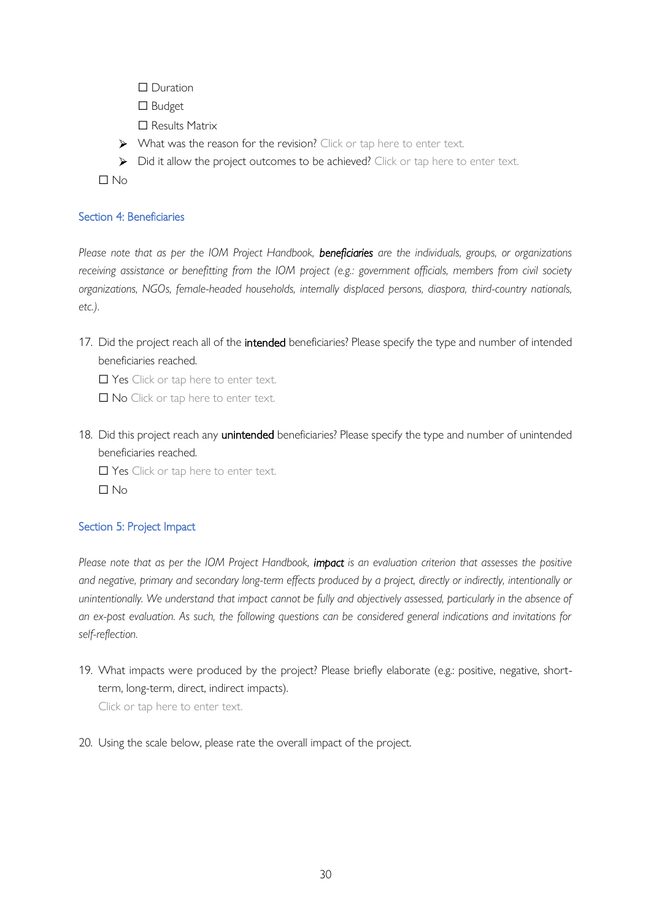☐ Duration

☐ Budget

☐ Results Matrix

- What was the reason for the revision? Click or tap here to enter text.
- Did it allow the project outcomes to be achieved? Click or tap here to enter text.

☐ No

## Section 4: Beneficiaries

*Please note that as per the IOM Project Handbook,* ***beneficiaries*** *are the individuals, groups, or organizations receiving assistance or benefitting from the IOM project (e.g.: government officials, members from civil society organizations, NGOs, female-headed households, internally displaced persons, diaspora, third-country nationals, etc.).*

17. Did the project reach all of the **intended** beneficiaries? Please specify the type and number of intended beneficiaries reached.

    ☐ Yes Click or tap here to enter text.

    ☐ No Click or tap here to enter text.

18. Did this project reach any **unintended** beneficiaries? Please specify the type and number of unintended beneficiaries reached.

    ☐ Yes Click or tap here to enter text.

    ☐ No

## Section 5: Project Impact

*Please note that as per the IOM Project Handbook,* ***impact*** *is an evaluation criterion that assesses the positive and negative, primary and secondary long-term effects produced by a project, directly or indirectly, intentionally or unintentionally. We understand that impact cannot be fully and objectively assessed, particularly in the absence of an ex-post evaluation. As such, the following questions can be considered general indications and invitations for self-reflection.*

19. What impacts were produced by the project? Please briefly elaborate (e.g.: positive, negative, short-term, long-term, direct, indirect impacts).

    Click or tap here to enter text.

20. Using the scale below, please rate the overall impact of the project.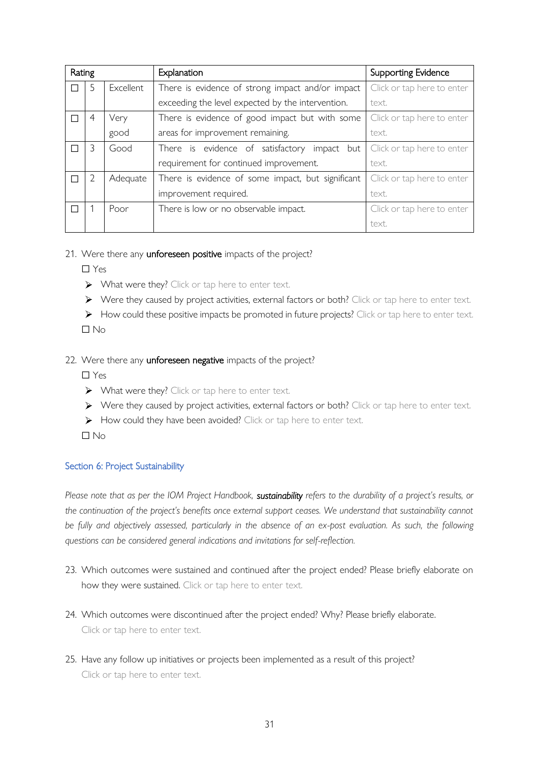| Rating | | | Explanation | Supporting Evidence |
|---|---|---|---|---|
| ☐ | 5 | Excellent | There is evidence of strong impact and/or impact exceeding the level expected by the intervention. | Click or tap here to enter text. |
| ☐ | 4 | Very good | There is evidence of good impact but with some areas for improvement remaining. | Click or tap here to enter text. |
| ☐ | 3 | Good | There is evidence of satisfactory impact but requirement for continued improvement. | Click or tap here to enter text. |
| ☐ | 2 | Adequate | There is evidence of some impact, but significant improvement required. | Click or tap here to enter text. |
| ☐ | 1 | Poor | There is low or no observable impact. | Click or tap here to enter text. |

21. Were there any **unforeseen positive** impacts of the project?

   ☐ Yes

   - What were they? Click or tap here to enter text.
   - Were they caused by project activities, external factors or both? Click or tap here to enter text.
   - How could these positive impacts be promoted in future projects? Click or tap here to enter text.

   ☐ No

22. Were there any **unforeseen negative** impacts of the project?

   ☐ Yes

   - What were they? Click or tap here to enter text.
   - Were they caused by project activities, external factors or both? Click or tap here to enter text.
   - How could they have been avoided? Click or tap here to enter text.

   ☐ No

## Section 6: Project Sustainability

*Please note that as per the IOM Project Handbook, **sustainability** refers to the durability of a project's results, or the continuation of the project's benefits once external support ceases. We understand that sustainability cannot be fully and objectively assessed, particularly in the absence of an ex-post evaluation. As such, the following questions can be considered general indications and invitations for self-reflection.*

23. Which outcomes were sustained and continued after the project ended? Please briefly elaborate on how they were sustained. Click or tap here to enter text.

24. Which outcomes were discontinued after the project ended? Why? Please briefly elaborate.
   Click or tap here to enter text.

25. Have any follow up initiatives or projects been implemented as a result of this project?
   Click or tap here to enter text.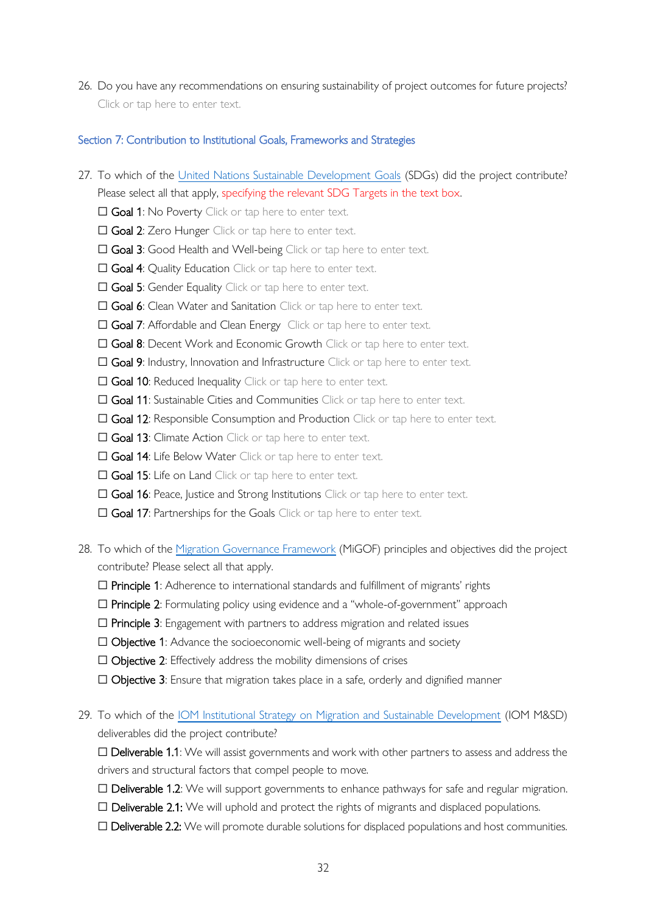26. Do you have any recommendations on ensuring sustainability of project outcomes for future projects?
    Click or tap here to enter text.

## Section 7: Contribution to Institutional Goals, Frameworks and Strategies

27. To which of the [United Nations Sustainable Development Goals]() (SDGs) did the project contribute? Please select all that apply, specifying the relevant SDG Targets in the text box.
    ☐ **Goal 1**: No Poverty Click or tap here to enter text.
    ☐ **Goal 2**: Zero Hunger Click or tap here to enter text.
    ☐ **Goal 3**: Good Health and Well-being Click or tap here to enter text.
    ☐ **Goal 4**: Quality Education Click or tap here to enter text.
    ☐ **Goal 5**: Gender Equality Click or tap here to enter text.
    ☐ **Goal 6**: Clean Water and Sanitation Click or tap here to enter text.
    ☐ **Goal 7**: Affordable and Clean Energy Click or tap here to enter text.
    ☐ **Goal 8**: Decent Work and Economic Growth Click or tap here to enter text.
    ☐ **Goal 9**: Industry, Innovation and Infrastructure Click or tap here to enter text.
    ☐ **Goal 10**: Reduced Inequality Click or tap here to enter text.
    ☐ **Goal 11**: Sustainable Cities and Communities Click or tap here to enter text.
    ☐ **Goal 12**: Responsible Consumption and Production Click or tap here to enter text.
    ☐ **Goal 13**: Climate Action Click or tap here to enter text.
    ☐ **Goal 14**: Life Below Water Click or tap here to enter text.
    ☐ **Goal 15**: Life on Land Click or tap here to enter text.
    ☐ **Goal 16**: Peace, Justice and Strong Institutions Click or tap here to enter text.
    ☐ **Goal 17**: Partnerships for the Goals Click or tap here to enter text.

28. To which of the [Migration Governance Framework]() (MiGOF) principles and objectives did the project contribute? Please select all that apply.
    ☐ **Principle 1**: Adherence to international standards and fulfillment of migrants' rights
    ☐ **Principle 2**: Formulating policy using evidence and a "whole-of-government" approach
    ☐ **Principle 3**: Engagement with partners to address migration and related issues
    ☐ **Objective 1**: Advance the socioeconomic well-being of migrants and society
    ☐ **Objective 2**: Effectively address the mobility dimensions of crises
    ☐ **Objective 3**: Ensure that migration takes place in a safe, orderly and dignified manner

29. To which of the [IOM Institutional Strategy on Migration and Sustainable Development]() (IOM M&SD) deliverables did the project contribute?
    ☐ **Deliverable 1.1**: We will assist governments and work with other partners to assess and address the drivers and structural factors that compel people to move.
    ☐ **Deliverable 1.2**: We will support governments to enhance pathways for safe and regular migration.
    ☐ **Deliverable 2.1:** We will uphold and protect the rights of migrants and displaced populations.
    ☐ **Deliverable 2.2:** We will promote durable solutions for displaced populations and host communities.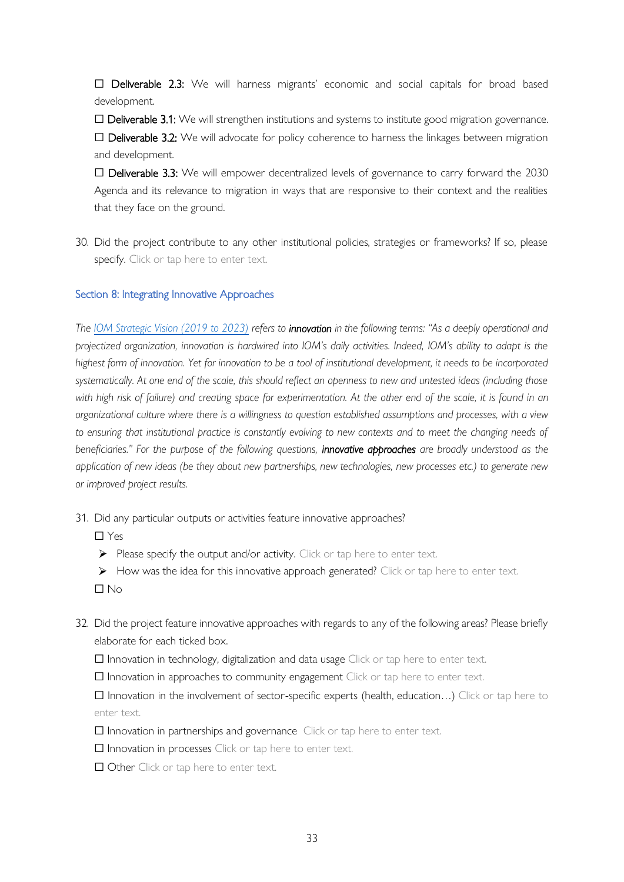☐ **Deliverable 2.3:** We will harness migrants' economic and social capitals for broad based development.

☐ **Deliverable 3.1:** We will strengthen institutions and systems to institute good migration governance.

☐ **Deliverable 3.2:** We will advocate for policy coherence to harness the linkages between migration and development.

☐ **Deliverable 3.3:** We will empower decentralized levels of governance to carry forward the 2030 Agenda and its relevance to migration in ways that are responsive to their context and the realities that they face on the ground.

30. Did the project contribute to any other institutional policies, strategies or frameworks? If so, please specify. Click or tap here to enter text.

## Section 8: Integrating Innovative Approaches

*The [IOM Strategic Vision (2019 to 2023)](#) refers to **innovation** in the following terms: "As a deeply operational and projectized organization, innovation is hardwired into IOM's daily activities. Indeed, IOM's ability to adapt is the highest form of innovation. Yet for innovation to be a tool of institutional development, it needs to be incorporated systematically. At one end of the scale, this should reflect an openness to new and untested ideas (including those with high risk of failure) and creating space for experimentation. At the other end of the scale, it is found in an organizational culture where there is a willingness to question established assumptions and processes, with a view to ensuring that institutional practice is constantly evolving to new contexts and to meet the changing needs of beneficiaries." For the purpose of the following questions, **innovative approaches** are broadly understood as the application of new ideas (be they about new partnerships, new technologies, new processes etc.) to generate new or improved project results.*

31. Did any particular outputs or activities feature innovative approaches?

    ☐ Yes

    - Please specify the output and/or activity. Click or tap here to enter text.
    - How was the idea for this innovative approach generated? Click or tap here to enter text.

    ☐ No

32. Did the project feature innovative approaches with regards to any of the following areas? Please briefly elaborate for each ticked box.

    ☐ Innovation in technology, digitalization and data usage Click or tap here to enter text.

    ☐ Innovation in approaches to community engagement Click or tap here to enter text.

    ☐ Innovation in the involvement of sector-specific experts (health, education…) Click or tap here to enter text.

    ☐ Innovation in partnerships and governance Click or tap here to enter text.

    ☐ Innovation in processes Click or tap here to enter text.

    ☐ Other Click or tap here to enter text.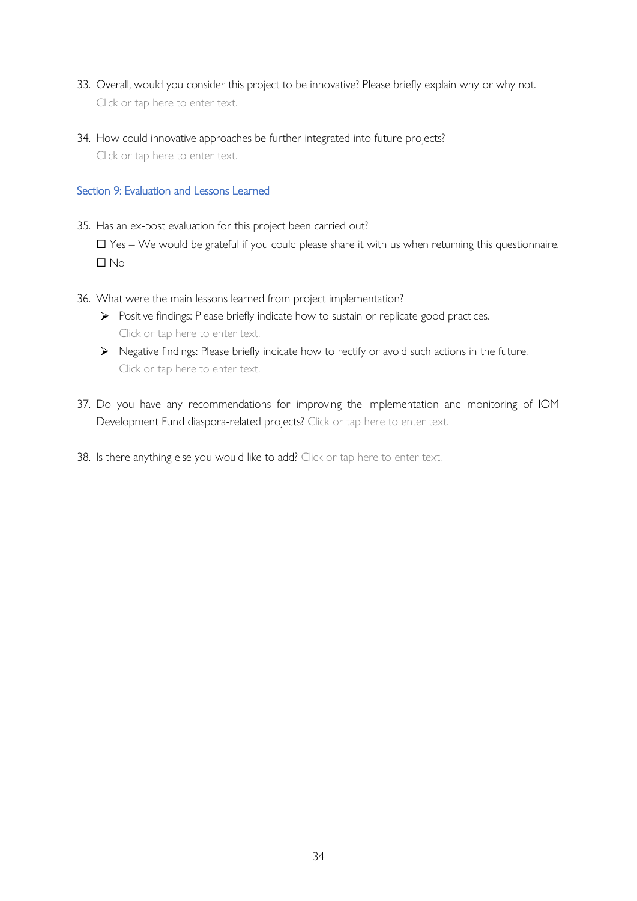33. Overall, would you consider this project to be innovative? Please briefly explain why or why not.
    Click or tap here to enter text.

34. How could innovative approaches be further integrated into future projects?
    Click or tap here to enter text.

### Section 9: Evaluation and Lessons Learned

35. Has an ex-post evaluation for this project been carried out?
    ☐ Yes – We would be grateful if you could please share it with us when returning this questionnaire.
    ☐ No

36. What were the main lessons learned from project implementation?
    - Positive findings: Please briefly indicate how to sustain or replicate good practices.
      Click or tap here to enter text.
    - Negative findings: Please briefly indicate how to rectify or avoid such actions in the future.
      Click or tap here to enter text.

37. Do you have any recommendations for improving the implementation and monitoring of IOM Development Fund diaspora-related projects? Click or tap here to enter text.

38. Is there anything else you would like to add? Click or tap here to enter text.